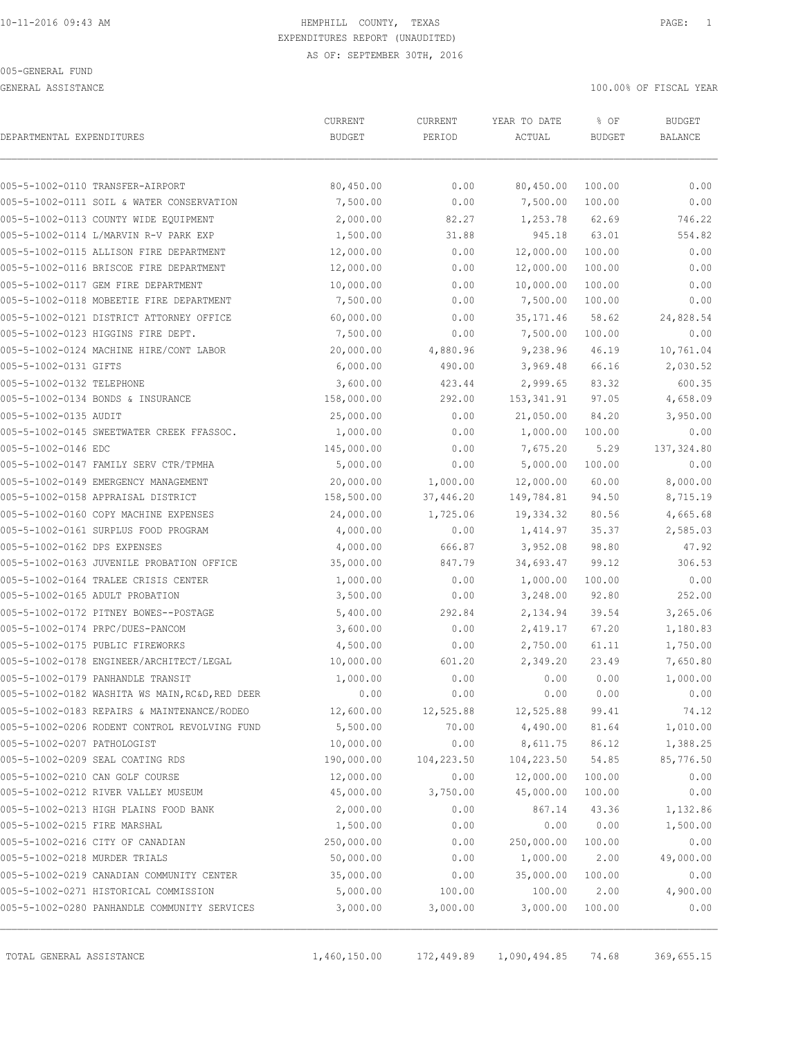10-11-2016 09:43 AM

# HEMPHILL COUNTY, TEXAS
EXPENDITURES REPORT (UNAUDITED)
AS OF: SEPTEMBER 30TH, 2016

005-GENERAL FUND

GENERAL ASSISTANCE

100.00% OF FISCAL YEAR

| DEPARTMENTAL EXPENDITURES | CURRENT BUDGET | CURRENT PERIOD | YEAR TO DATE ACTUAL | % OF BUDGET | BUDGET BALANCE |
|---|---|---|---|---|---|
| 005-5-1002-0110 TRANSFER-AIRPORT | 80,450.00 | 0.00 | 80,450.00 | 100.00 | 0.00 |
| 005-5-1002-0111 SOIL & WATER CONSERVATION | 7,500.00 | 0.00 | 7,500.00 | 100.00 | 0.00 |
| 005-5-1002-0113 COUNTY WIDE EQUIPMENT | 2,000.00 | 82.27 | 1,253.78 | 62.69 | 746.22 |
| 005-5-1002-0114 L/MARVIN R-V PARK EXP | 1,500.00 | 31.88 | 945.18 | 63.01 | 554.82 |
| 005-5-1002-0115 ALLISON FIRE DEPARTMENT | 12,000.00 | 0.00 | 12,000.00 | 100.00 | 0.00 |
| 005-5-1002-0116 BRISCOE FIRE DEPARTMENT | 12,000.00 | 0.00 | 12,000.00 | 100.00 | 0.00 |
| 005-5-1002-0117 GEM FIRE DEPARTMENT | 10,000.00 | 0.00 | 10,000.00 | 100.00 | 0.00 |
| 005-5-1002-0118 MOBEETIE FIRE DEPARTMENT | 7,500.00 | 0.00 | 7,500.00 | 100.00 | 0.00 |
| 005-5-1002-0121 DISTRICT ATTORNEY OFFICE | 60,000.00 | 0.00 | 35,171.46 | 58.62 | 24,828.54 |
| 005-5-1002-0123 HIGGINS FIRE DEPT. | 7,500.00 | 0.00 | 7,500.00 | 100.00 | 0.00 |
| 005-5-1002-0124 MACHINE HIRE/CONT LABOR | 20,000.00 | 4,880.96 | 9,238.96 | 46.19 | 10,761.04 |
| 005-5-1002-0131 GIFTS | 6,000.00 | 490.00 | 3,969.48 | 66.16 | 2,030.52 |
| 005-5-1002-0132 TELEPHONE | 3,600.00 | 423.44 | 2,999.65 | 83.32 | 600.35 |
| 005-5-1002-0134 BONDS & INSURANCE | 158,000.00 | 292.00 | 153,341.91 | 97.05 | 4,658.09 |
| 005-5-1002-0135 AUDIT | 25,000.00 | 0.00 | 21,050.00 | 84.20 | 3,950.00 |
| 005-5-1002-0145 SWEETWATER CREEK FFASSOC. | 1,000.00 | 0.00 | 1,000.00 | 100.00 | 0.00 |
| 005-5-1002-0146 EDC | 145,000.00 | 0.00 | 7,675.20 | 5.29 | 137,324.80 |
| 005-5-1002-0147 FAMILY SERV CTR/TPMHA | 5,000.00 | 0.00 | 5,000.00 | 100.00 | 0.00 |
| 005-5-1002-0149 EMERGENCY MANAGEMENT | 20,000.00 | 1,000.00 | 12,000.00 | 60.00 | 8,000.00 |
| 005-5-1002-0158 APPRAISAL DISTRICT | 158,500.00 | 37,446.20 | 149,784.81 | 94.50 | 8,715.19 |
| 005-5-1002-0160 COPY MACHINE EXPENSES | 24,000.00 | 1,725.06 | 19,334.32 | 80.56 | 4,665.68 |
| 005-5-1002-0161 SURPLUS FOOD PROGRAM | 4,000.00 | 0.00 | 1,414.97 | 35.37 | 2,585.03 |
| 005-5-1002-0162 DPS EXPENSES | 4,000.00 | 666.87 | 3,952.08 | 98.80 | 47.92 |
| 005-5-1002-0163 JUVENILE PROBATION OFFICE | 35,000.00 | 847.79 | 34,693.47 | 99.12 | 306.53 |
| 005-5-1002-0164 TRALEE CRISIS CENTER | 1,000.00 | 0.00 | 1,000.00 | 100.00 | 0.00 |
| 005-5-1002-0165 ADULT PROBATION | 3,500.00 | 0.00 | 3,248.00 | 92.80 | 252.00 |
| 005-5-1002-0172 PITNEY BOWES--POSTAGE | 5,400.00 | 292.84 | 2,134.94 | 39.54 | 3,265.06 |
| 005-5-1002-0174 PRPC/DUES-PANCOM | 3,600.00 | 0.00 | 2,419.17 | 67.20 | 1,180.83 |
| 005-5-1002-0175 PUBLIC FIREWORKS | 4,500.00 | 0.00 | 2,750.00 | 61.11 | 1,750.00 |
| 005-5-1002-0178 ENGINEER/ARCHITECT/LEGAL | 10,000.00 | 601.20 | 2,349.20 | 23.49 | 7,650.80 |
| 005-5-1002-0179 PANHANDLE TRANSIT | 1,000.00 | 0.00 | 0.00 | 0.00 | 1,000.00 |
| 005-5-1002-0182 WASHITA WS MAIN,RC&D,RED DEER | 0.00 | 0.00 | 0.00 | 0.00 | 0.00 |
| 005-5-1002-0183 REPAIRS & MAINTENANCE/RODEO | 12,600.00 | 12,525.88 | 12,525.88 | 99.41 | 74.12 |
| 005-5-1002-0206 RODENT CONTROL REVOLVING FUND | 5,500.00 | 70.00 | 4,490.00 | 81.64 | 1,010.00 |
| 005-5-1002-0207 PATHOLOGIST | 10,000.00 | 0.00 | 8,611.75 | 86.12 | 1,388.25 |
| 005-5-1002-0209 SEAL COATING RDS | 190,000.00 | 104,223.50 | 104,223.50 | 54.85 | 85,776.50 |
| 005-5-1002-0210 CAN GOLF COURSE | 12,000.00 | 0.00 | 12,000.00 | 100.00 | 0.00 |
| 005-5-1002-0212 RIVER VALLEY MUSEUM | 45,000.00 | 3,750.00 | 45,000.00 | 100.00 | 0.00 |
| 005-5-1002-0213 HIGH PLAINS FOOD BANK | 2,000.00 | 0.00 | 867.14 | 43.36 | 1,132.86 |
| 005-5-1002-0215 FIRE MARSHAL | 1,500.00 | 0.00 | 0.00 | 0.00 | 1,500.00 |
| 005-5-1002-0216 CITY OF CANADIAN | 250,000.00 | 0.00 | 250,000.00 | 100.00 | 0.00 |
| 005-5-1002-0218 MURDER TRIALS | 50,000.00 | 0.00 | 1,000.00 | 2.00 | 49,000.00 |
| 005-5-1002-0219 CANADIAN COMMUNITY CENTER | 35,000.00 | 0.00 | 35,000.00 | 100.00 | 0.00 |
| 005-5-1002-0271 HISTORICAL COMMISSION | 5,000.00 | 100.00 | 100.00 | 2.00 | 4,900.00 |
| 005-5-1002-0280 PANHANDLE COMMUNITY SERVICES | 3,000.00 | 3,000.00 | 3,000.00 | 100.00 | 0.00 |
| TOTAL GENERAL ASSISTANCE | 1,460,150.00 | 172,449.89 | 1,090,494.85 | 74.68 | 369,655.15 |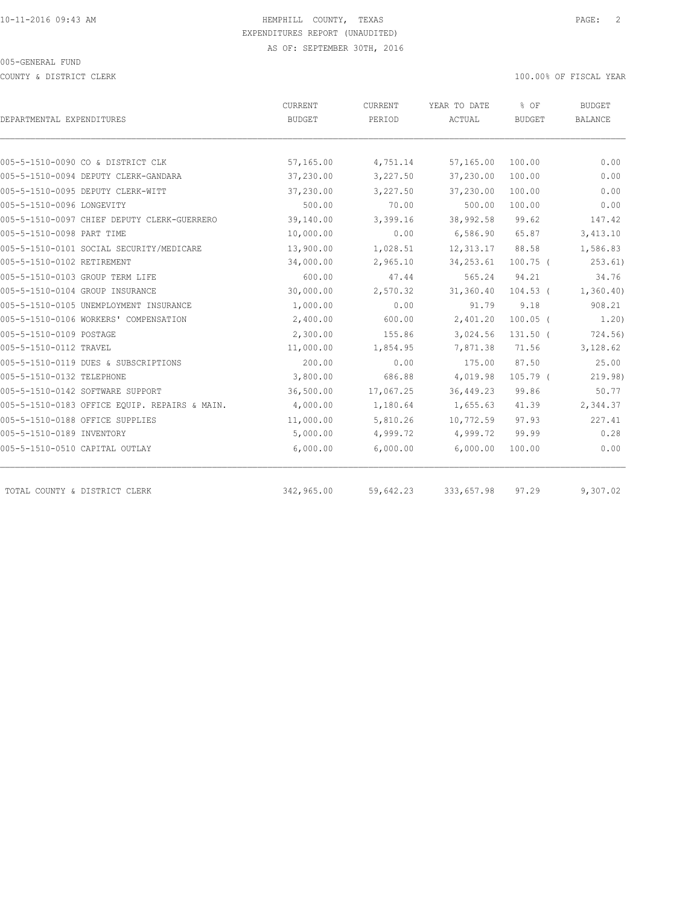HEMPHILL COUNTY, TEXAS
EXPENDITURES REPORT (UNAUDITED)
AS OF: SEPTEMBER 30TH, 2016

005-GENERAL FUND

COUNTY & DISTRICT CLERK

100.00% OF FISCAL YEAR

| DEPARTMENTAL EXPENDITURES | CURRENT BUDGET | CURRENT PERIOD | YEAR TO DATE ACTUAL | % OF BUDGET | BUDGET BALANCE |
|---|---|---|---|---|---|
| 005-5-1510-0090 CO & DISTRICT CLK | 57,165.00 | 4,751.14 | 57,165.00 | 100.00 | 0.00 |
| 005-5-1510-0094 DEPUTY CLERK-GANDARA | 37,230.00 | 3,227.50 | 37,230.00 | 100.00 | 0.00 |
| 005-5-1510-0095 DEPUTY CLERK-WITT | 37,230.00 | 3,227.50 | 37,230.00 | 100.00 | 0.00 |
| 005-5-1510-0096 LONGEVITY | 500.00 | 70.00 | 500.00 | 100.00 | 0.00 |
| 005-5-1510-0097 CHIEF DEPUTY CLERK-GUERRERO | 39,140.00 | 3,399.16 | 38,992.58 | 99.62 | 147.42 |
| 005-5-1510-0098 PART TIME | 10,000.00 | 0.00 | 6,586.90 | 65.87 | 3,413.10 |
| 005-5-1510-0101 SOCIAL SECURITY/MEDICARE | 13,900.00 | 1,028.51 | 12,313.17 | 88.58 | 1,586.83 |
| 005-5-1510-0102 RETIREMENT | 34,000.00 | 2,965.10 | 34,253.61 | 100.75 ( | 253.61) |
| 005-5-1510-0103 GROUP TERM LIFE | 600.00 | 47.44 | 565.24 | 94.21 | 34.76 |
| 005-5-1510-0104 GROUP INSURANCE | 30,000.00 | 2,570.32 | 31,360.40 | 104.53 ( | 1,360.40) |
| 005-5-1510-0105 UNEMPLOYMENT INSURANCE | 1,000.00 | 0.00 | 91.79 | 9.18 | 908.21 |
| 005-5-1510-0106 WORKERS' COMPENSATION | 2,400.00 | 600.00 | 2,401.20 | 100.05 ( | 1.20) |
| 005-5-1510-0109 POSTAGE | 2,300.00 | 155.86 | 3,024.56 | 131.50 ( | 724.56) |
| 005-5-1510-0112 TRAVEL | 11,000.00 | 1,854.95 | 7,871.38 | 71.56 | 3,128.62 |
| 005-5-1510-0119 DUES & SUBSCRIPTIONS | 200.00 | 0.00 | 175.00 | 87.50 | 25.00 |
| 005-5-1510-0132 TELEPHONE | 3,800.00 | 686.88 | 4,019.98 | 105.79 ( | 219.98) |
| 005-5-1510-0142 SOFTWARE SUPPORT | 36,500.00 | 17,067.25 | 36,449.23 | 99.86 | 50.77 |
| 005-5-1510-0183 OFFICE EQUIP. REPAIRS & MAIN. | 4,000.00 | 1,180.64 | 1,655.63 | 41.39 | 2,344.37 |
| 005-5-1510-0188 OFFICE SUPPLIES | 11,000.00 | 5,810.26 | 10,772.59 | 97.93 | 227.41 |
| 005-5-1510-0189 INVENTORY | 5,000.00 | 4,999.72 | 4,999.72 | 99.99 | 0.28 |
| 005-5-1510-0510 CAPITAL OUTLAY | 6,000.00 | 6,000.00 | 6,000.00 | 100.00 | 0.00 |
| TOTAL COUNTY & DISTRICT CLERK | 342,965.00 | 59,642.23 | 333,657.98 | 97.29 | 9,307.02 |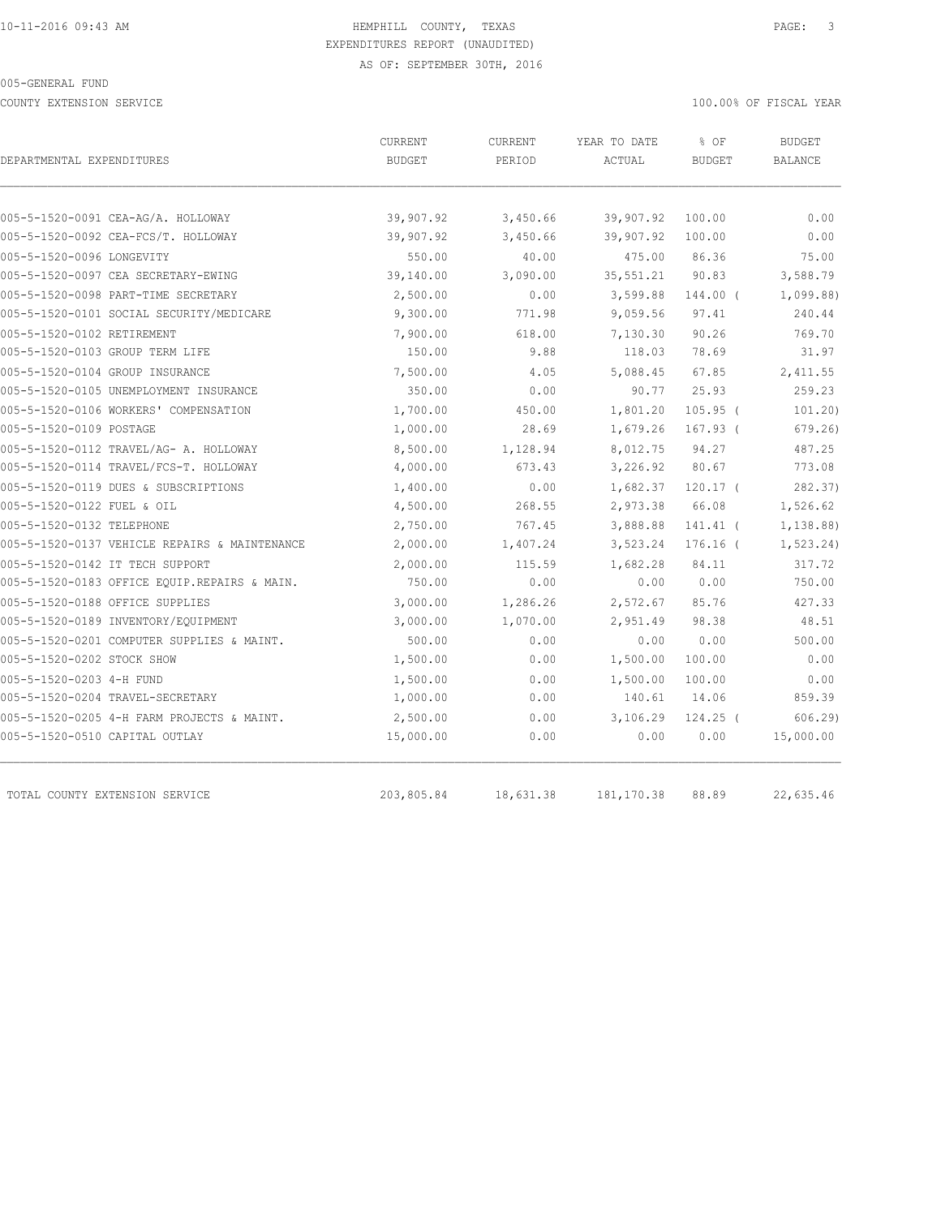HEMPHILL COUNTY, TEXAS
EXPENDITURES REPORT (UNAUDITED)
AS OF: SEPTEMBER 30TH, 2016

005-GENERAL FUND

COUNTY EXTENSION SERVICE

100.00% OF FISCAL YEAR

| DEPARTMENTAL EXPENDITURES | CURRENT BUDGET | CURRENT PERIOD | YEAR TO DATE ACTUAL | % OF BUDGET | BUDGET BALANCE |
|---|---|---|---|---|---|
| 005-5-1520-0091 CEA-AG/A. HOLLOWAY | 39,907.92 | 3,450.66 | 39,907.92 | 100.00 | 0.00 |
| 005-5-1520-0092 CEA-FCS/T. HOLLOWAY | 39,907.92 | 3,450.66 | 39,907.92 | 100.00 | 0.00 |
| 005-5-1520-0096 LONGEVITY | 550.00 | 40.00 | 475.00 | 86.36 | 75.00 |
| 005-5-1520-0097 CEA SECRETARY-EWING | 39,140.00 | 3,090.00 | 35,551.21 | 90.83 | 3,588.79 |
| 005-5-1520-0098 PART-TIME SECRETARY | 2,500.00 | 0.00 | 3,599.88 | 144.00 ( | 1,099.88) |
| 005-5-1520-0101 SOCIAL SECURITY/MEDICARE | 9,300.00 | 771.98 | 9,059.56 | 97.41 | 240.44 |
| 005-5-1520-0102 RETIREMENT | 7,900.00 | 618.00 | 7,130.30 | 90.26 | 769.70 |
| 005-5-1520-0103 GROUP TERM LIFE | 150.00 | 9.88 | 118.03 | 78.69 | 31.97 |
| 005-5-1520-0104 GROUP INSURANCE | 7,500.00 | 4.05 | 5,088.45 | 67.85 | 2,411.55 |
| 005-5-1520-0105 UNEMPLOYMENT INSURANCE | 350.00 | 0.00 | 90.77 | 25.93 | 259.23 |
| 005-5-1520-0106 WORKERS' COMPENSATION | 1,700.00 | 450.00 | 1,801.20 | 105.95 ( | 101.20) |
| 005-5-1520-0109 POSTAGE | 1,000.00 | 28.69 | 1,679.26 | 167.93 ( | 679.26) |
| 005-5-1520-0112 TRAVEL/AG- A. HOLLOWAY | 8,500.00 | 1,128.94 | 8,012.75 | 94.27 | 487.25 |
| 005-5-1520-0114 TRAVEL/FCS-T. HOLLOWAY | 4,000.00 | 673.43 | 3,226.92 | 80.67 | 773.08 |
| 005-5-1520-0119 DUES & SUBSCRIPTIONS | 1,400.00 | 0.00 | 1,682.37 | 120.17 ( | 282.37) |
| 005-5-1520-0122 FUEL & OIL | 4,500.00 | 268.55 | 2,973.38 | 66.08 | 1,526.62 |
| 005-5-1520-0132 TELEPHONE | 2,750.00 | 767.45 | 3,888.88 | 141.41 ( | 1,138.88) |
| 005-5-1520-0137 VEHICLE REPAIRS & MAINTENANCE | 2,000.00 | 1,407.24 | 3,523.24 | 176.16 ( | 1,523.24) |
| 005-5-1520-0142 IT TECH SUPPORT | 2,000.00 | 115.59 | 1,682.28 | 84.11 | 317.72 |
| 005-5-1520-0183 OFFICE EQUIP.REPAIRS & MAIN. | 750.00 | 0.00 | 0.00 | 0.00 | 750.00 |
| 005-5-1520-0188 OFFICE SUPPLIES | 3,000.00 | 1,286.26 | 2,572.67 | 85.76 | 427.33 |
| 005-5-1520-0189 INVENTORY/EQUIPMENT | 3,000.00 | 1,070.00 | 2,951.49 | 98.38 | 48.51 |
| 005-5-1520-0201 COMPUTER SUPPLIES & MAINT. | 500.00 | 0.00 | 0.00 | 0.00 | 500.00 |
| 005-5-1520-0202 STOCK SHOW | 1,500.00 | 0.00 | 1,500.00 | 100.00 | 0.00 |
| 005-5-1520-0203 4-H FUND | 1,500.00 | 0.00 | 1,500.00 | 100.00 | 0.00 |
| 005-5-1520-0204 TRAVEL-SECRETARY | 1,000.00 | 0.00 | 140.61 | 14.06 | 859.39 |
| 005-5-1520-0205 4-H FARM PROJECTS & MAINT. | 2,500.00 | 0.00 | 3,106.29 | 124.25 ( | 606.29) |
| 005-5-1520-0510 CAPITAL OUTLAY | 15,000.00 | 0.00 | 0.00 | 0.00 | 15,000.00 |
| TOTAL COUNTY EXTENSION SERVICE | 203,805.84 | 18,631.38 | 181,170.38 | 88.89 | 22,635.46 |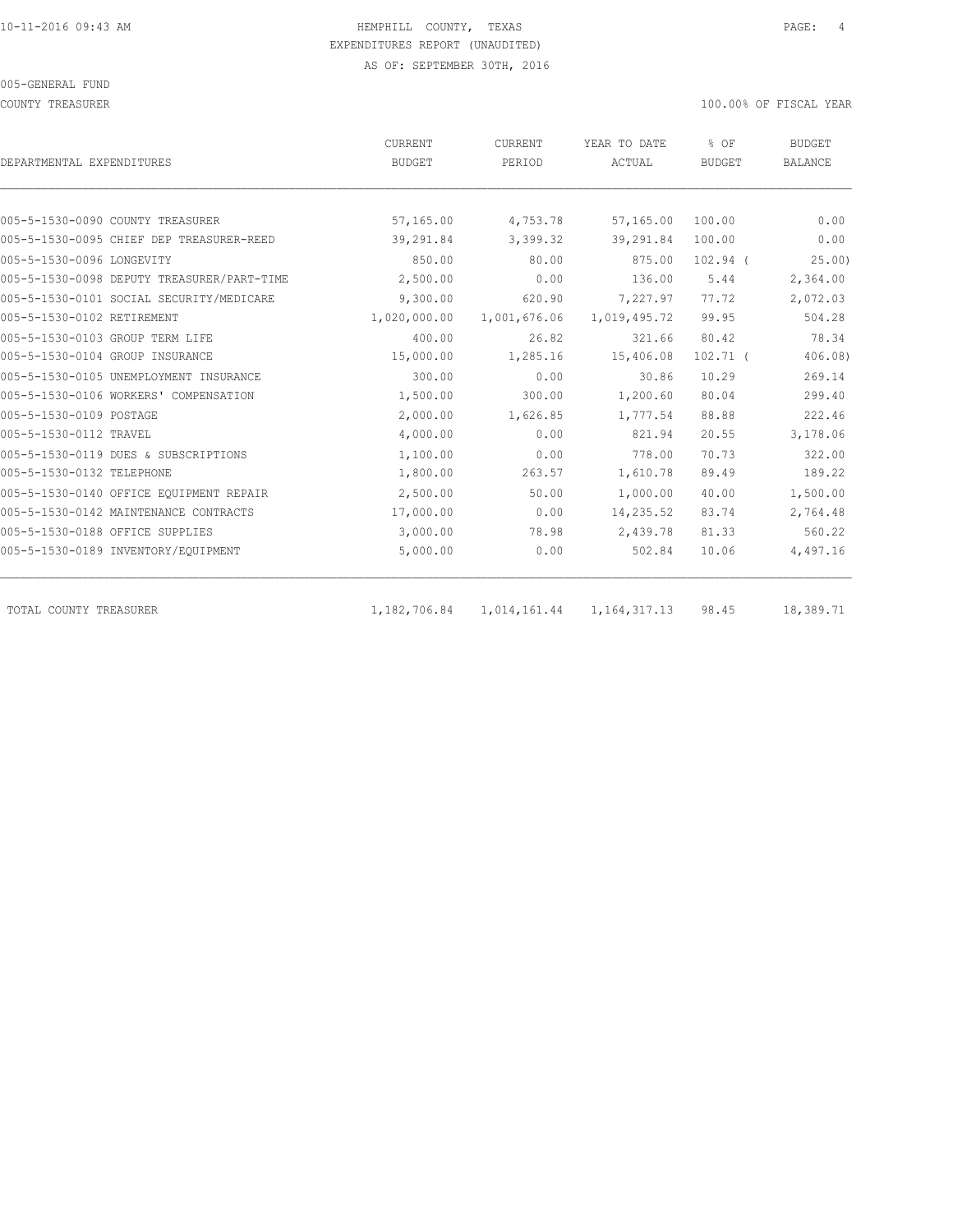HEMPHILL COUNTY, TEXAS

EXPENDITURES REPORT (UNAUDITED)

AS OF: SEPTEMBER 30TH, 2016

005-GENERAL FUND

COUNTY TREASURER

100.00% OF FISCAL YEAR

| DEPARTMENTAL EXPENDITURES | CURRENT BUDGET | CURRENT PERIOD | YEAR TO DATE ACTUAL | % OF BUDGET | BUDGET BALANCE |
|---|---|---|---|---|---|
| 005-5-1530-0090 COUNTY TREASURER | 57,165.00 | 4,753.78 | 57,165.00 | 100.00 | 0.00 |
| 005-5-1530-0095 CHIEF DEP TREASURER-REED | 39,291.84 | 3,399.32 | 39,291.84 | 100.00 | 0.00 |
| 005-5-1530-0096 LONGEVITY | 850.00 | 80.00 | 875.00 | 102.94 ( | 25.00) |
| 005-5-1530-0098 DEPUTY TREASURER/PART-TIME | 2,500.00 | 0.00 | 136.00 | 5.44 | 2,364.00 |
| 005-5-1530-0101 SOCIAL SECURITY/MEDICARE | 9,300.00 | 620.90 | 7,227.97 | 77.72 | 2,072.03 |
| 005-5-1530-0102 RETIREMENT | 1,020,000.00 | 1,001,676.06 | 1,019,495.72 | 99.95 | 504.28 |
| 005-5-1530-0103 GROUP TERM LIFE | 400.00 | 26.82 | 321.66 | 80.42 | 78.34 |
| 005-5-1530-0104 GROUP INSURANCE | 15,000.00 | 1,285.16 | 15,406.08 | 102.71 ( | 406.08) |
| 005-5-1530-0105 UNEMPLOYMENT INSURANCE | 300.00 | 0.00 | 30.86 | 10.29 | 269.14 |
| 005-5-1530-0106 WORKERS' COMPENSATION | 1,500.00 | 300.00 | 1,200.60 | 80.04 | 299.40 |
| 005-5-1530-0109 POSTAGE | 2,000.00 | 1,626.85 | 1,777.54 | 88.88 | 222.46 |
| 005-5-1530-0112 TRAVEL | 4,000.00 | 0.00 | 821.94 | 20.55 | 3,178.06 |
| 005-5-1530-0119 DUES & SUBSCRIPTIONS | 1,100.00 | 0.00 | 778.00 | 70.73 | 322.00 |
| 005-5-1530-0132 TELEPHONE | 1,800.00 | 263.57 | 1,610.78 | 89.49 | 189.22 |
| 005-5-1530-0140 OFFICE EQUIPMENT REPAIR | 2,500.00 | 50.00 | 1,000.00 | 40.00 | 1,500.00 |
| 005-5-1530-0142 MAINTENANCE CONTRACTS | 17,000.00 | 0.00 | 14,235.52 | 83.74 | 2,764.48 |
| 005-5-1530-0188 OFFICE SUPPLIES | 3,000.00 | 78.98 | 2,439.78 | 81.33 | 560.22 |
| 005-5-1530-0189 INVENTORY/EQUIPMENT | 5,000.00 | 0.00 | 502.84 | 10.06 | 4,497.16 |
| TOTAL COUNTY TREASURER | 1,182,706.84 | 1,014,161.44 | 1,164,317.13 | 98.45 | 18,389.71 |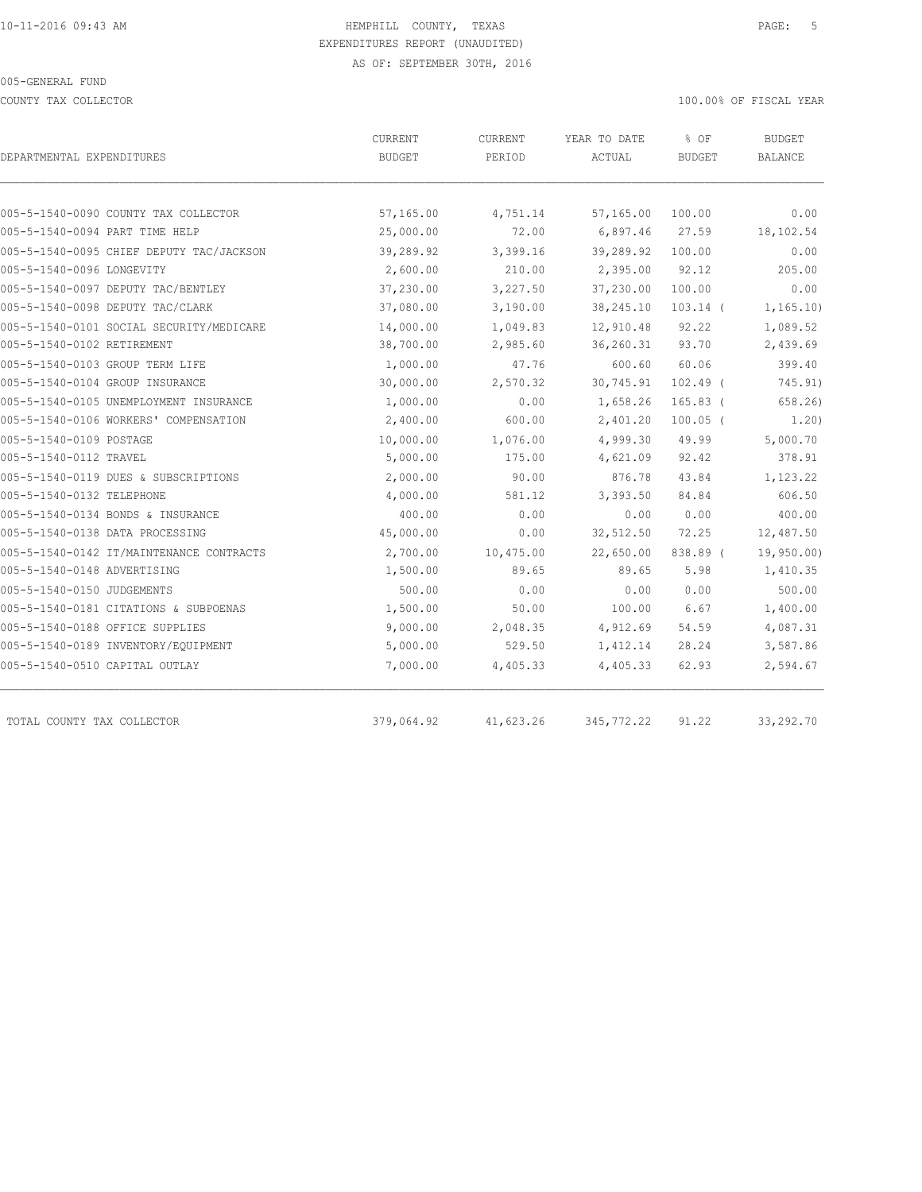HEMPHILL COUNTY, TEXAS

EXPENDITURES REPORT (UNAUDITED)

AS OF: SEPTEMBER 30TH, 2016

005-GENERAL FUND

COUNTY TAX COLLECTOR

100.00% OF FISCAL YEAR

| DEPARTMENTAL EXPENDITURES | CURRENT BUDGET | CURRENT PERIOD | YEAR TO DATE ACTUAL | % OF BUDGET | BUDGET BALANCE |
|---|---|---|---|---|---|
| 005-5-1540-0090 COUNTY TAX COLLECTOR | 57,165.00 | 4,751.14 | 57,165.00 | 100.00 | 0.00 |
| 005-5-1540-0094 PART TIME HELP | 25,000.00 | 72.00 | 6,897.46 | 27.59 | 18,102.54 |
| 005-5-1540-0095 CHIEF DEPUTY TAC/JACKSON | 39,289.92 | 3,399.16 | 39,289.92 | 100.00 | 0.00 |
| 005-5-1540-0096 LONGEVITY | 2,600.00 | 210.00 | 2,395.00 | 92.12 | 205.00 |
| 005-5-1540-0097 DEPUTY TAC/BENTLEY | 37,230.00 | 3,227.50 | 37,230.00 | 100.00 | 0.00 |
| 005-5-1540-0098 DEPUTY TAC/CLARK | 37,080.00 | 3,190.00 | 38,245.10 | 103.14 ( | 1,165.10) |
| 005-5-1540-0101 SOCIAL SECURITY/MEDICARE | 14,000.00 | 1,049.83 | 12,910.48 | 92.22 | 1,089.52 |
| 005-5-1540-0102 RETIREMENT | 38,700.00 | 2,985.60 | 36,260.31 | 93.70 | 2,439.69 |
| 005-5-1540-0103 GROUP TERM LIFE | 1,000.00 | 47.76 | 600.60 | 60.06 | 399.40 |
| 005-5-1540-0104 GROUP INSURANCE | 30,000.00 | 2,570.32 | 30,745.91 | 102.49 ( | 745.91) |
| 005-5-1540-0105 UNEMPLOYMENT INSURANCE | 1,000.00 | 0.00 | 1,658.26 | 165.83 ( | 658.26) |
| 005-5-1540-0106 WORKERS' COMPENSATION | 2,400.00 | 600.00 | 2,401.20 | 100.05 ( | 1.20) |
| 005-5-1540-0109 POSTAGE | 10,000.00 | 1,076.00 | 4,999.30 | 49.99 | 5,000.70 |
| 005-5-1540-0112 TRAVEL | 5,000.00 | 175.00 | 4,621.09 | 92.42 | 378.91 |
| 005-5-1540-0119 DUES & SUBSCRIPTIONS | 2,000.00 | 90.00 | 876.78 | 43.84 | 1,123.22 |
| 005-5-1540-0132 TELEPHONE | 4,000.00 | 581.12 | 3,393.50 | 84.84 | 606.50 |
| 005-5-1540-0134 BONDS & INSURANCE | 400.00 | 0.00 | 0.00 | 0.00 | 400.00 |
| 005-5-1540-0138 DATA PROCESSING | 45,000.00 | 0.00 | 32,512.50 | 72.25 | 12,487.50 |
| 005-5-1540-0142 IT/MAINTENANCE CONTRACTS | 2,700.00 | 10,475.00 | 22,650.00 | 838.89 ( | 19,950.00) |
| 005-5-1540-0148 ADVERTISING | 1,500.00 | 89.65 | 89.65 | 5.98 | 1,410.35 |
| 005-5-1540-0150 JUDGEMENTS | 500.00 | 0.00 | 0.00 | 0.00 | 500.00 |
| 005-5-1540-0181 CITATIONS & SUBPOENAS | 1,500.00 | 50.00 | 100.00 | 6.67 | 1,400.00 |
| 005-5-1540-0188 OFFICE SUPPLIES | 9,000.00 | 2,048.35 | 4,912.69 | 54.59 | 4,087.31 |
| 005-5-1540-0189 INVENTORY/EQUIPMENT | 5,000.00 | 529.50 | 1,412.14 | 28.24 | 3,587.86 |
| 005-5-1540-0510 CAPITAL OUTLAY | 7,000.00 | 4,405.33 | 4,405.33 | 62.93 | 2,594.67 |
| TOTAL COUNTY TAX COLLECTOR | 379,064.92 | 41,623.26 | 345,772.22 | 91.22 | 33,292.70 |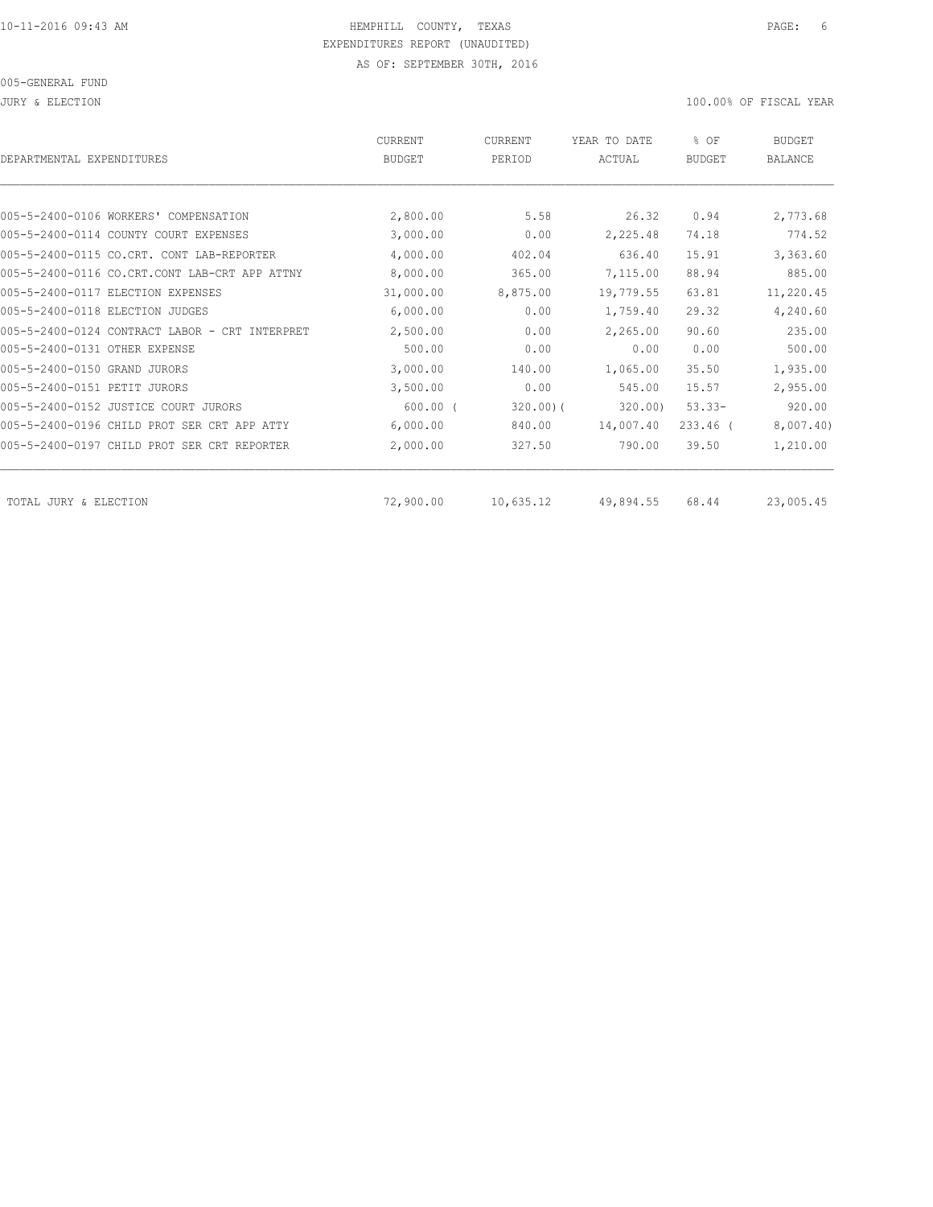HEMPHILL COUNTY, TEXAS
EXPENDITURES REPORT (UNAUDITED)
AS OF: SEPTEMBER 30TH, 2016

005-GENERAL FUND

JURY & ELECTION — 100.00% OF FISCAL YEAR

| DEPARTMENTAL EXPENDITURES | CURRENT BUDGET | CURRENT PERIOD | YEAR TO DATE ACTUAL | % OF BUDGET | BUDGET BALANCE |
|---|---|---|---|---|---|
| 005-5-2400-0106 WORKERS' COMPENSATION | 2,800.00 | 5.58 | 26.32 | 0.94 | 2,773.68 |
| 005-5-2400-0114 COUNTY COURT EXPENSES | 3,000.00 | 0.00 | 2,225.48 | 74.18 | 774.52 |
| 005-5-2400-0115 CO.CRT. CONT LAB-REPORTER | 4,000.00 | 402.04 | 636.40 | 15.91 | 3,363.60 |
| 005-5-2400-0116 CO.CRT.CONT LAB-CRT APP ATTNY | 8,000.00 | 365.00 | 7,115.00 | 88.94 | 885.00 |
| 005-5-2400-0117 ELECTION EXPENSES | 31,000.00 | 8,875.00 | 19,779.55 | 63.81 | 11,220.45 |
| 005-5-2400-0118 ELECTION JUDGES | 6,000.00 | 0.00 | 1,759.40 | 29.32 | 4,240.60 |
| 005-5-2400-0124 CONTRACT LABOR - CRT INTERPRET | 2,500.00 | 0.00 | 2,265.00 | 90.60 | 235.00 |
| 005-5-2400-0131 OTHER EXPENSE | 500.00 | 0.00 | 0.00 | 0.00 | 500.00 |
| 005-5-2400-0150 GRAND JURORS | 3,000.00 | 140.00 | 1,065.00 | 35.50 | 1,935.00 |
| 005-5-2400-0151 PETIT JURORS | 3,500.00 | 0.00 | 545.00 | 15.57 | 2,955.00 |
| 005-5-2400-0152 JUSTICE COURT JURORS | 600.00 | (320.00) | (320.00) | 53.33- | 920.00 |
| 005-5-2400-0196 CHILD PROT SER CRT APP ATTY | 6,000.00 | 840.00 | 14,007.40 | 233.46 | (8,007.40) |
| 005-5-2400-0197 CHILD PROT SER CRT REPORTER | 2,000.00 | 327.50 | 790.00 | 39.50 | 1,210.00 |
| TOTAL JURY & ELECTION | 72,900.00 | 10,635.12 | 49,894.55 | 68.44 | 23,005.45 |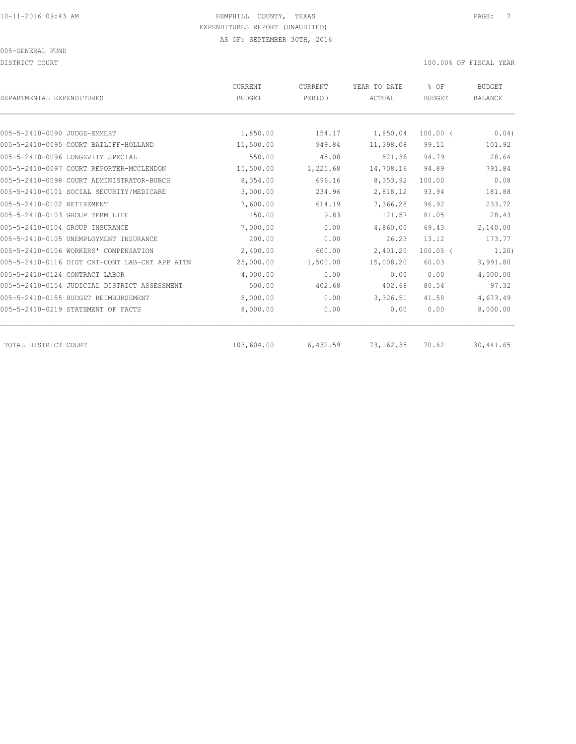HEMPHILL COUNTY, TEXAS
EXPENDITURES REPORT (UNAUDITED)
AS OF: SEPTEMBER 30TH, 2016

005-GENERAL FUND

DISTRICT COURT — 100.00% OF FISCAL YEAR

| DEPARTMENTAL EXPENDITURES | CURRENT BUDGET | CURRENT PERIOD | YEAR TO DATE ACTUAL | % OF BUDGET | BUDGET BALANCE |
|---|---|---|---|---|---|
| 005-5-2410-0090 JUDGE-EMMERT | 1,850.00 | 154.17 | 1,850.04 | 100.00 ( | 0.04) |
| 005-5-2410-0095 COURT BAILIFF-HOLLAND | 11,500.00 | 949.84 | 11,398.08 | 99.11 | 101.92 |
| 005-5-2410-0096 LONGEVITY SPECIAL | 550.00 | 45.08 | 521.36 | 94.79 | 28.64 |
| 005-5-2410-0097 COURT REPORTER-MCCLENDON | 15,500.00 | 1,225.68 | 14,708.16 | 94.89 | 791.84 |
| 005-5-2410-0098 COURT ADMINISTRATOR-BURCH | 8,354.00 | 696.16 | 8,353.92 | 100.00 | 0.08 |
| 005-5-2410-0101 SOCIAL SECURITY/MEDICARE | 3,000.00 | 234.96 | 2,818.12 | 93.94 | 181.88 |
| 005-5-2410-0102 RETIREMENT | 7,600.00 | 614.19 | 7,366.28 | 96.92 | 233.72 |
| 005-5-2410-0103 GROUP TERM LIFE | 150.00 | 9.83 | 121.57 | 81.05 | 28.43 |
| 005-5-2410-0104 GROUP INSURANCE | 7,000.00 | 0.00 | 4,860.00 | 69.43 | 2,140.00 |
| 005-5-2410-0105 UNEMPLOYMENT INSURANCE | 200.00 | 0.00 | 26.23 | 13.12 | 173.77 |
| 005-5-2410-0106 WORKERS' COMPENSATION | 2,400.00 | 600.00 | 2,401.20 | 100.05 ( | 1.20) |
| 005-5-2410-0116 DIST CRT-CONT LAB-CRT APP ATTN | 25,000.00 | 1,500.00 | 15,008.20 | 60.03 | 9,991.80 |
| 005-5-2410-0124 CONTRACT LABOR | 4,000.00 | 0.00 | 0.00 | 0.00 | 4,000.00 |
| 005-5-2410-0154 JUDICIAL DISTRICT ASSESSMENT | 500.00 | 402.68 | 402.68 | 80.54 | 97.32 |
| 005-5-2410-0155 BUDGET REIMBURSEMENT | 8,000.00 | 0.00 | 3,326.51 | 41.58 | 4,673.49 |
| 005-5-2410-0219 STATEMENT OF FACTS | 8,000.00 | 0.00 | 0.00 | 0.00 | 8,000.00 |
| TOTAL DISTRICT COURT | 103,604.00 | 6,432.59 | 73,162.35 | 70.62 | 30,441.65 |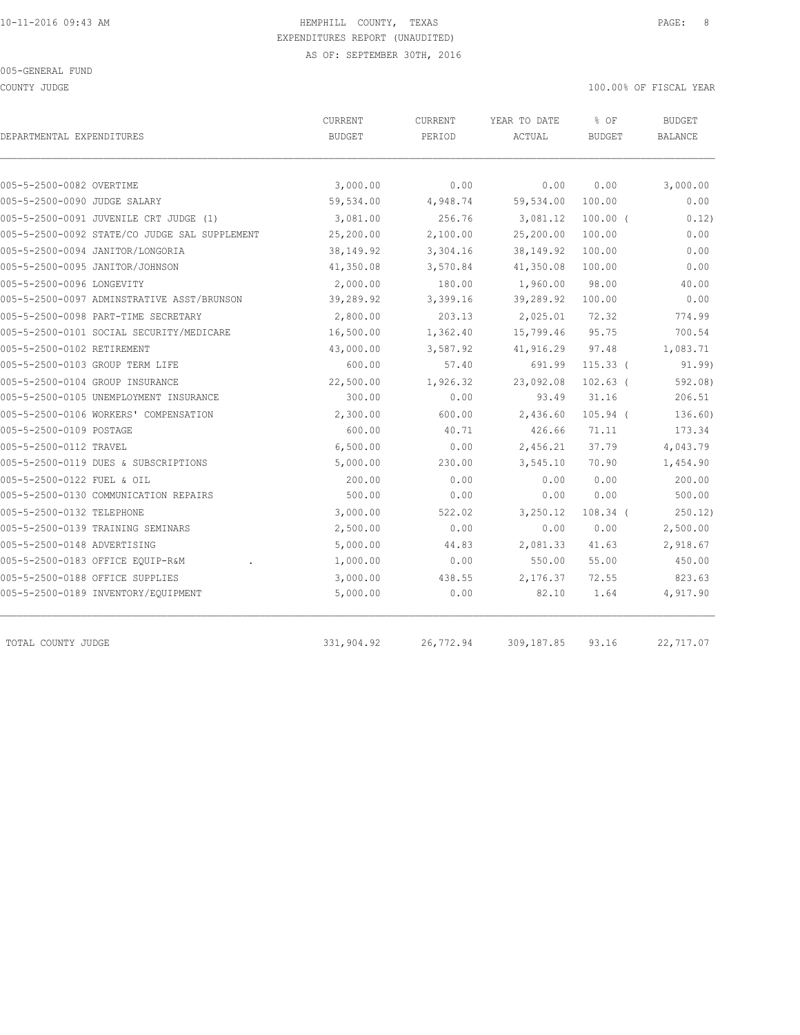HEMPHILL COUNTY, TEXAS
EXPENDITURES REPORT (UNAUDITED)
AS OF: SEPTEMBER 30TH, 2016

005-GENERAL FUND

COUNTY JUDGE — 100.00% OF FISCAL YEAR

| DEPARTMENTAL EXPENDITURES | CURRENT BUDGET | CURRENT PERIOD | YEAR TO DATE ACTUAL | % OF BUDGET | BUDGET BALANCE |
|---|---|---|---|---|---|
| 005-5-2500-0082 OVERTIME | 3,000.00 | 0.00 | 0.00 | 0.00 | 3,000.00 |
| 005-5-2500-0090 JUDGE SALARY | 59,534.00 | 4,948.74 | 59,534.00 | 100.00 | 0.00 |
| 005-5-2500-0091 JUVENILE CRT JUDGE (1) | 3,081.00 | 256.76 | 3,081.12 | 100.00 ( | 0.12) |
| 005-5-2500-0092 STATE/CO JUDGE SAL SUPPLEMENT | 25,200.00 | 2,100.00 | 25,200.00 | 100.00 | 0.00 |
| 005-5-2500-0094 JANITOR/LONGORIA | 38,149.92 | 3,304.16 | 38,149.92 | 100.00 | 0.00 |
| 005-5-2500-0095 JANITOR/JOHNSON | 41,350.08 | 3,570.84 | 41,350.08 | 100.00 | 0.00 |
| 005-5-2500-0096 LONGEVITY | 2,000.00 | 180.00 | 1,960.00 | 98.00 | 40.00 |
| 005-5-2500-0097 ADMINSTRATIVE ASST/BRUNSON | 39,289.92 | 3,399.16 | 39,289.92 | 100.00 | 0.00 |
| 005-5-2500-0098 PART-TIME SECRETARY | 2,800.00 | 203.13 | 2,025.01 | 72.32 | 774.99 |
| 005-5-2500-0101 SOCIAL SECURITY/MEDICARE | 16,500.00 | 1,362.40 | 15,799.46 | 95.75 | 700.54 |
| 005-5-2500-0102 RETIREMENT | 43,000.00 | 3,587.92 | 41,916.29 | 97.48 | 1,083.71 |
| 005-5-2500-0103 GROUP TERM LIFE | 600.00 | 57.40 | 691.99 | 115.33 ( | 91.99) |
| 005-5-2500-0104 GROUP INSURANCE | 22,500.00 | 1,926.32 | 23,092.08 | 102.63 ( | 592.08) |
| 005-5-2500-0105 UNEMPLOYMENT INSURANCE | 300.00 | 0.00 | 93.49 | 31.16 | 206.51 |
| 005-5-2500-0106 WORKERS' COMPENSATION | 2,300.00 | 600.00 | 2,436.60 | 105.94 ( | 136.60) |
| 005-5-2500-0109 POSTAGE | 600.00 | 40.71 | 426.66 | 71.11 | 173.34 |
| 005-5-2500-0112 TRAVEL | 6,500.00 | 0.00 | 2,456.21 | 37.79 | 4,043.79 |
| 005-5-2500-0119 DUES & SUBSCRIPTIONS | 5,000.00 | 230.00 | 3,545.10 | 70.90 | 1,454.90 |
| 005-5-2500-0122 FUEL & OIL | 200.00 | 0.00 | 0.00 | 0.00 | 200.00 |
| 005-5-2500-0130 COMMUNICATION REPAIRS | 500.00 | 0.00 | 0.00 | 0.00 | 500.00 |
| 005-5-2500-0132 TELEPHONE | 3,000.00 | 522.02 | 3,250.12 | 108.34 ( | 250.12) |
| 005-5-2500-0139 TRAINING SEMINARS | 2,500.00 | 0.00 | 0.00 | 0.00 | 2,500.00 |
| 005-5-2500-0148 ADVERTISING | 5,000.00 | 44.83 | 2,081.33 | 41.63 | 2,918.67 |
| 005-5-2500-0183 OFFICE EQUIP-R&M . | 1,000.00 | 0.00 | 550.00 | 55.00 | 450.00 |
| 005-5-2500-0188 OFFICE SUPPLIES | 3,000.00 | 438.55 | 2,176.37 | 72.55 | 823.63 |
| 005-5-2500-0189 INVENTORY/EQUIPMENT | 5,000.00 | 0.00 | 82.10 | 1.64 | 4,917.90 |
| TOTAL COUNTY JUDGE | 331,904.92 | 26,772.94 | 309,187.85 | 93.16 | 22,717.07 |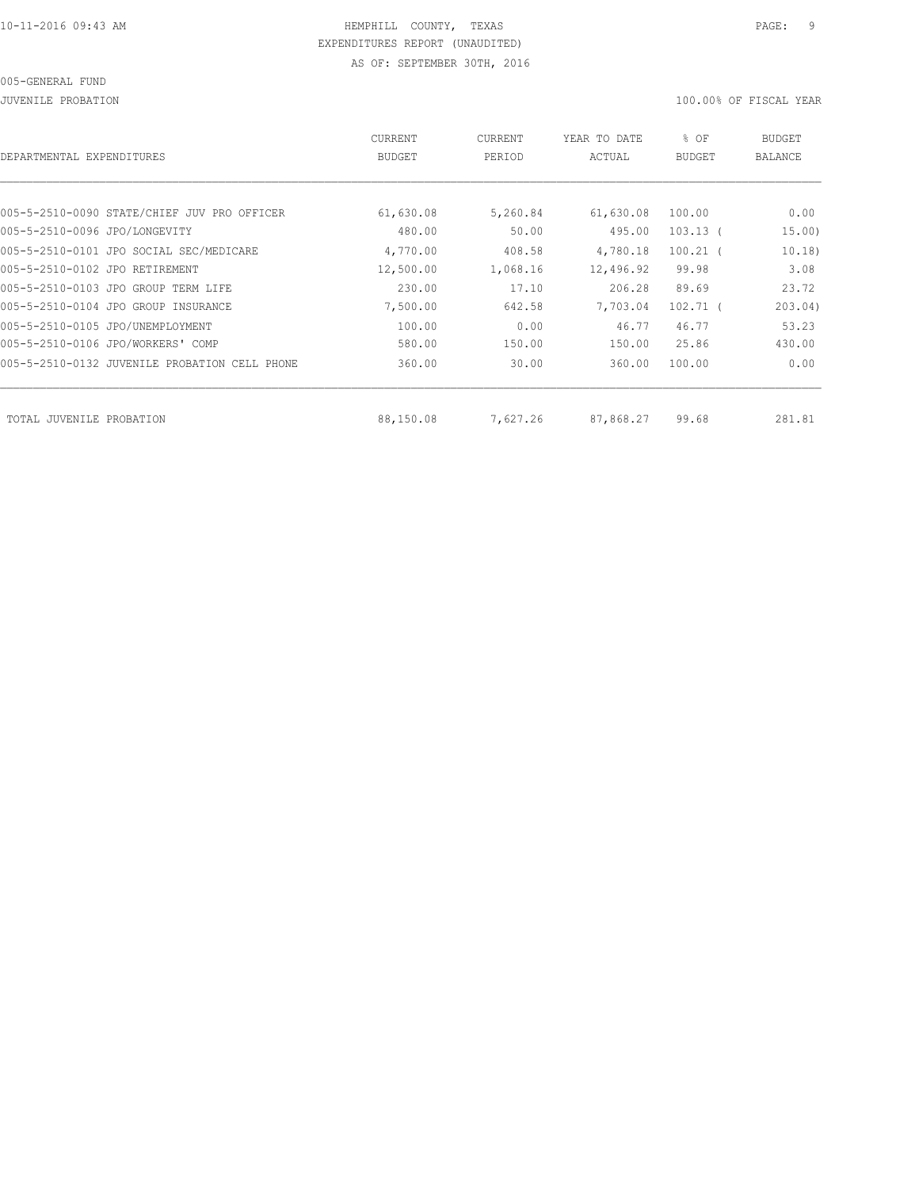HEMPHILL COUNTY, TEXAS
EXPENDITURES REPORT (UNAUDITED)
AS OF: SEPTEMBER 30TH, 2016

005-GENERAL FUND

JUVENILE PROBATION

100.00% OF FISCAL YEAR

| DEPARTMENTAL EXPENDITURES | CURRENT BUDGET | CURRENT PERIOD | YEAR TO DATE ACTUAL | % OF BUDGET | BUDGET BALANCE |
|---|---|---|---|---|---|
| 005-5-2510-0090 STATE/CHIEF JUV PRO OFFICER | 61,630.08 | 5,260.84 | 61,630.08 | 100.00 | 0.00 |
| 005-5-2510-0096 JPO/LONGEVITY | 480.00 | 50.00 | 495.00 | 103.13 | ( 15.00) |
| 005-5-2510-0101 JPO SOCIAL SEC/MEDICARE | 4,770.00 | 408.58 | 4,780.18 | 100.21 | ( 10.18) |
| 005-5-2510-0102 JPO RETIREMENT | 12,500.00 | 1,068.16 | 12,496.92 | 99.98 | 3.08 |
| 005-5-2510-0103 JPO GROUP TERM LIFE | 230.00 | 17.10 | 206.28 | 89.69 | 23.72 |
| 005-5-2510-0104 JPO GROUP INSURANCE | 7,500.00 | 642.58 | 7,703.04 | 102.71 | ( 203.04) |
| 005-5-2510-0105 JPO/UNEMPLOYMENT | 100.00 | 0.00 | 46.77 | 46.77 | 53.23 |
| 005-5-2510-0106 JPO/WORKERS' COMP | 580.00 | 150.00 | 150.00 | 25.86 | 430.00 |
| 005-5-2510-0132 JUVENILE PROBATION CELL PHONE | 360.00 | 30.00 | 360.00 | 100.00 | 0.00 |
| TOTAL JUVENILE PROBATION | 88,150.08 | 7,627.26 | 87,868.27 | 99.68 | 281.81 |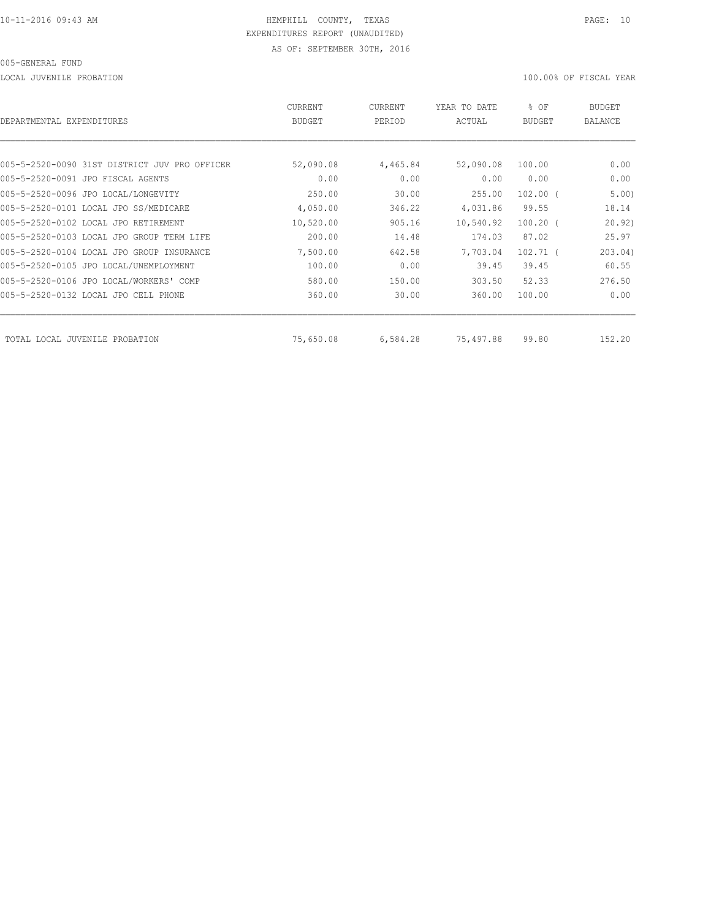10-11-2016 09:43 AM HEMPHILL COUNTY, TEXAS

EXPENDITURES REPORT (UNAUDITED)

AS OF: SEPTEMBER 30TH, 2016

005-GENERAL FUND

LOCAL JUVENILE PROBATION 100.00% OF FISCAL YEAR

| DEPARTMENTAL EXPENDITURES | CURRENT BUDGET | CURRENT PERIOD | YEAR TO DATE ACTUAL | % OF BUDGET | BUDGET BALANCE |
|---|---|---|---|---|---|
| 005-5-2520-0090 31ST DISTRICT JUV PRO OFFICER | 52,090.08 | 4,465.84 | 52,090.08 | 100.00 | 0.00 |
| 005-5-2520-0091 JPO FISCAL AGENTS | 0.00 | 0.00 | 0.00 | 0.00 | 0.00 |
| 005-5-2520-0096 JPO LOCAL/LONGEVITY | 250.00 | 30.00 | 255.00 | 102.00 ( | 5.00) |
| 005-5-2520-0101 LOCAL JPO SS/MEDICARE | 4,050.00 | 346.22 | 4,031.86 | 99.55 | 18.14 |
| 005-5-2520-0102 LOCAL JPO RETIREMENT | 10,520.00 | 905.16 | 10,540.92 | 100.20 ( | 20.92) |
| 005-5-2520-0103 LOCAL JPO GROUP TERM LIFE | 200.00 | 14.48 | 174.03 | 87.02 | 25.97 |
| 005-5-2520-0104 LOCAL JPO GROUP INSURANCE | 7,500.00 | 642.58 | 7,703.04 | 102.71 ( | 203.04) |
| 005-5-2520-0105 JPO LOCAL/UNEMPLOYMENT | 100.00 | 0.00 | 39.45 | 39.45 | 60.55 |
| 005-5-2520-0106 JPO LOCAL/WORKERS' COMP | 580.00 | 150.00 | 303.50 | 52.33 | 276.50 |
| 005-5-2520-0132 LOCAL JPO CELL PHONE | 360.00 | 30.00 | 360.00 | 100.00 | 0.00 |
| TOTAL LOCAL JUVENILE PROBATION | 75,650.08 | 6,584.28 | 75,497.88 | 99.80 | 152.20 |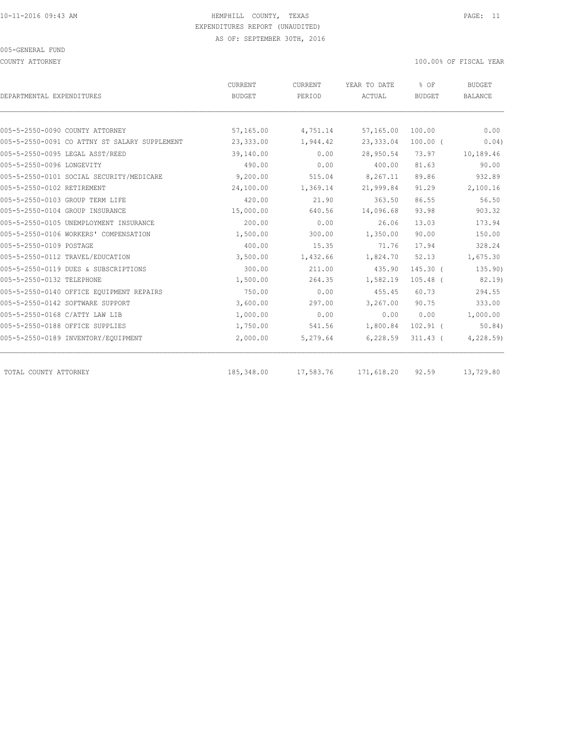HEMPHILL COUNTY, TEXAS
EXPENDITURES REPORT (UNAUDITED)
AS OF: SEPTEMBER 30TH, 2016

005-GENERAL FUND

COUNTY ATTORNEY

100.00% OF FISCAL YEAR

| DEPARTMENTAL EXPENDITURES | CURRENT BUDGET | CURRENT PERIOD | YEAR TO DATE ACTUAL | % OF BUDGET | BUDGET BALANCE |
|---|---|---|---|---|---|
| 005-5-2550-0090 COUNTY ATTORNEY | 57,165.00 | 4,751.14 | 57,165.00 | 100.00 | 0.00 |
| 005-5-2550-0091 CO ATTNY ST SALARY SUPPLEMENT | 23,333.00 | 1,944.42 | 23,333.04 | 100.00 ( | 0.04) |
| 005-5-2550-0095 LEGAL ASST/REED | 39,140.00 | 0.00 | 28,950.54 | 73.97 | 10,189.46 |
| 005-5-2550-0096 LONGEVITY | 490.00 | 0.00 | 400.00 | 81.63 | 90.00 |
| 005-5-2550-0101 SOCIAL SECURITY/MEDICARE | 9,200.00 | 515.04 | 8,267.11 | 89.86 | 932.89 |
| 005-5-2550-0102 RETIREMENT | 24,100.00 | 1,369.14 | 21,999.84 | 91.29 | 2,100.16 |
| 005-5-2550-0103 GROUP TERM LIFE | 420.00 | 21.90 | 363.50 | 86.55 | 56.50 |
| 005-5-2550-0104 GROUP INSURANCE | 15,000.00 | 640.56 | 14,096.68 | 93.98 | 903.32 |
| 005-5-2550-0105 UNEMPLOYMENT INSURANCE | 200.00 | 0.00 | 26.06 | 13.03 | 173.94 |
| 005-5-2550-0106 WORKERS' COMPENSATION | 1,500.00 | 300.00 | 1,350.00 | 90.00 | 150.00 |
| 005-5-2550-0109 POSTAGE | 400.00 | 15.35 | 71.76 | 17.94 | 328.24 |
| 005-5-2550-0112 TRAVEL/EDUCATION | 3,500.00 | 1,432.66 | 1,824.70 | 52.13 | 1,675.30 |
| 005-5-2550-0119 DUES & SUBSCRIPTIONS | 300.00 | 211.00 | 435.90 | 145.30 ( | 135.90) |
| 005-5-2550-0132 TELEPHONE | 1,500.00 | 264.35 | 1,582.19 | 105.48 ( | 82.19) |
| 005-5-2550-0140 OFFICE EQUIPMENT REPAIRS | 750.00 | 0.00 | 455.45 | 60.73 | 294.55 |
| 005-5-2550-0142 SOFTWARE SUPPORT | 3,600.00 | 297.00 | 3,267.00 | 90.75 | 333.00 |
| 005-5-2550-0168 C/ATTY LAW LIB | 1,000.00 | 0.00 | 0.00 | 0.00 | 1,000.00 |
| 005-5-2550-0188 OFFICE SUPPLIES | 1,750.00 | 541.56 | 1,800.84 | 102.91 ( | 50.84) |
| 005-5-2550-0189 INVENTORY/EQUIPMENT | 2,000.00 | 5,279.64 | 6,228.59 | 311.43 ( | 4,228.59) |
| TOTAL COUNTY ATTORNEY | 185,348.00 | 17,583.76 | 171,618.20 | 92.59 | 13,729.80 |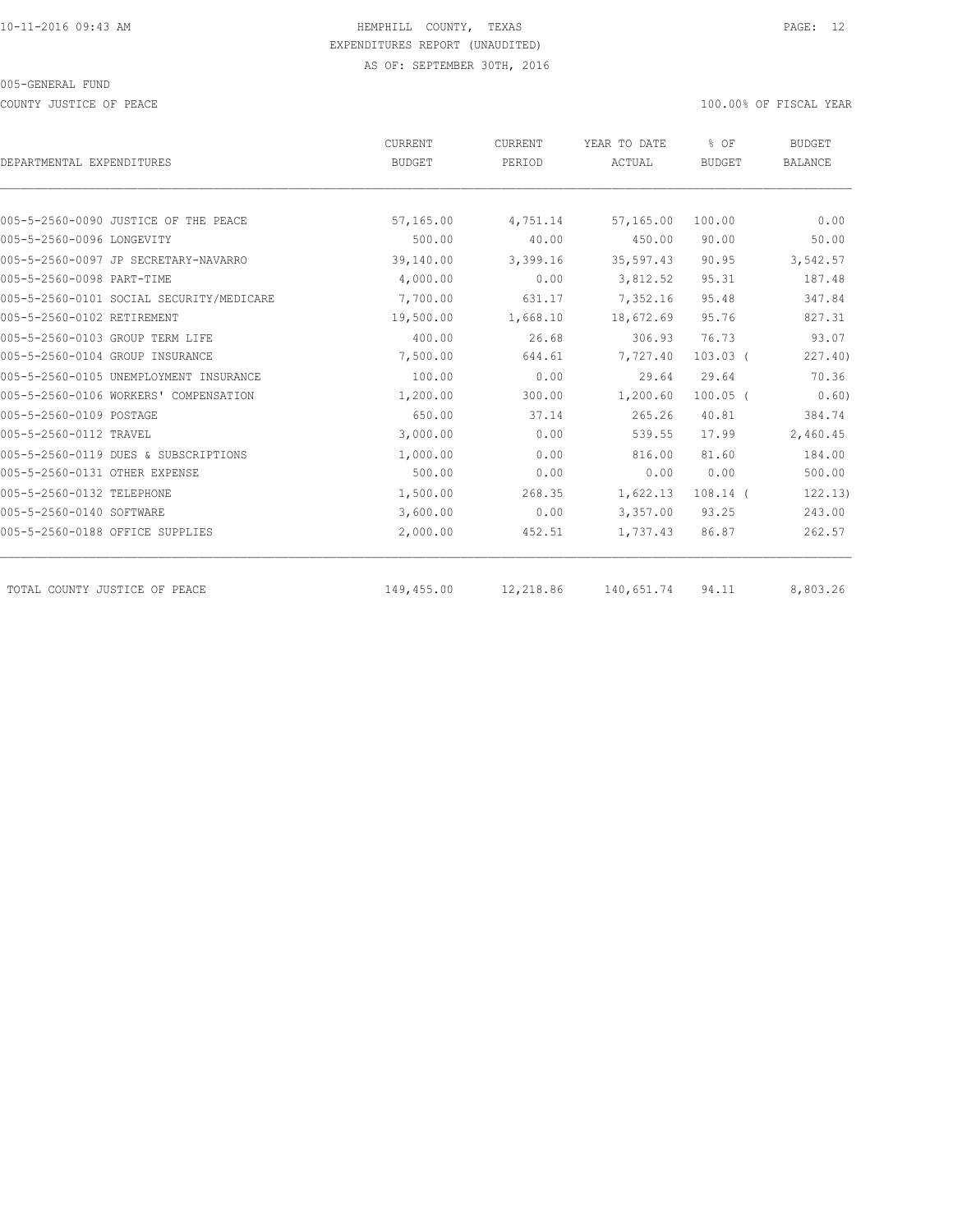HEMPHILL COUNTY, TEXAS
EXPENDITURES REPORT (UNAUDITED)
AS OF: SEPTEMBER 30TH, 2016

005-GENERAL FUND

COUNTY JUSTICE OF PEACE — 100.00% OF FISCAL YEAR

| DEPARTMENTAL EXPENDITURES | CURRENT BUDGET | CURRENT PERIOD | YEAR TO DATE ACTUAL | % OF BUDGET | BUDGET BALANCE |
|---|---|---|---|---|---|
| 005-5-2560-0090 JUSTICE OF THE PEACE | 57,165.00 | 4,751.14 | 57,165.00 | 100.00 | 0.00 |
| 005-5-2560-0096 LONGEVITY | 500.00 | 40.00 | 450.00 | 90.00 | 50.00 |
| 005-5-2560-0097 JP SECRETARY-NAVARRO | 39,140.00 | 3,399.16 | 35,597.43 | 90.95 | 3,542.57 |
| 005-5-2560-0098 PART-TIME | 4,000.00 | 0.00 | 3,812.52 | 95.31 | 187.48 |
| 005-5-2560-0101 SOCIAL SECURITY/MEDICARE | 7,700.00 | 631.17 | 7,352.16 | 95.48 | 347.84 |
| 005-5-2560-0102 RETIREMENT | 19,500.00 | 1,668.10 | 18,672.69 | 95.76 | 827.31 |
| 005-5-2560-0103 GROUP TERM LIFE | 400.00 | 26.68 | 306.93 | 76.73 | 93.07 |
| 005-5-2560-0104 GROUP INSURANCE | 7,500.00 | 644.61 | 7,727.40 | 103.03 ( | 227.40) |
| 005-5-2560-0105 UNEMPLOYMENT INSURANCE | 100.00 | 0.00 | 29.64 | 29.64 | 70.36 |
| 005-5-2560-0106 WORKERS' COMPENSATION | 1,200.00 | 300.00 | 1,200.60 | 100.05 ( | 0.60) |
| 005-5-2560-0109 POSTAGE | 650.00 | 37.14 | 265.26 | 40.81 | 384.74 |
| 005-5-2560-0112 TRAVEL | 3,000.00 | 0.00 | 539.55 | 17.99 | 2,460.45 |
| 005-5-2560-0119 DUES & SUBSCRIPTIONS | 1,000.00 | 0.00 | 816.00 | 81.60 | 184.00 |
| 005-5-2560-0131 OTHER EXPENSE | 500.00 | 0.00 | 0.00 | 0.00 | 500.00 |
| 005-5-2560-0132 TELEPHONE | 1,500.00 | 268.35 | 1,622.13 | 108.14 ( | 122.13) |
| 005-5-2560-0140 SOFTWARE | 3,600.00 | 0.00 | 3,357.00 | 93.25 | 243.00 |
| 005-5-2560-0188 OFFICE SUPPLIES | 2,000.00 | 452.51 | 1,737.43 | 86.87 | 262.57 |
| TOTAL COUNTY JUSTICE OF PEACE | 149,455.00 | 12,218.86 | 140,651.74 | 94.11 | 8,803.26 |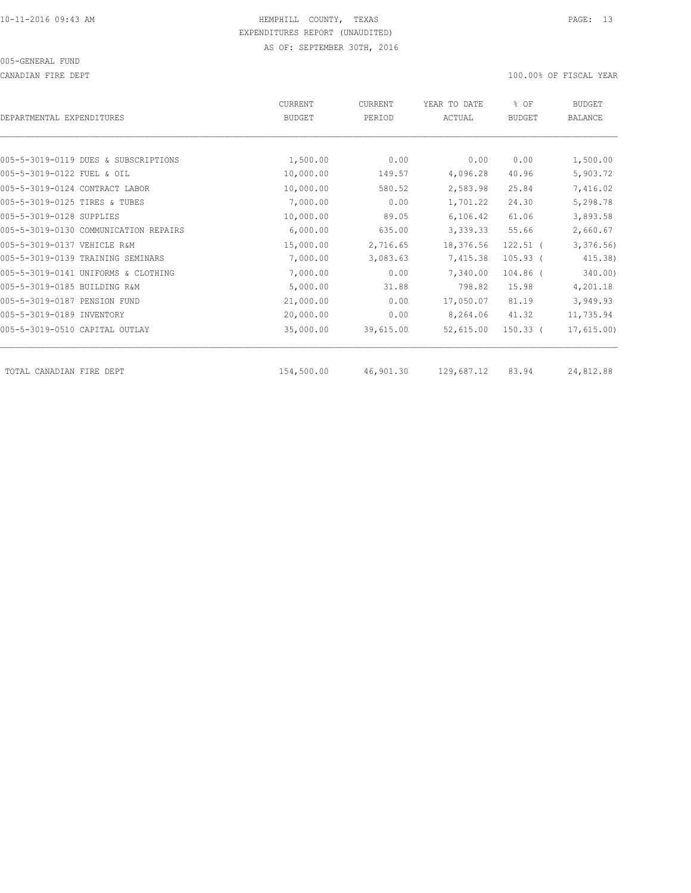HEMPHILL COUNTY, TEXAS
EXPENDITURES REPORT (UNAUDITED)
AS OF: SEPTEMBER 30TH, 2016

005-GENERAL FUND

CANADIAN FIRE DEPT — 100.00% OF FISCAL YEAR

| DEPARTMENTAL EXPENDITURES | CURRENT BUDGET | CURRENT PERIOD | YEAR TO DATE ACTUAL | % OF BUDGET | BUDGET BALANCE |
|---|---|---|---|---|---|
| 005-5-3019-0119 DUES & SUBSCRIPTIONS | 1,500.00 | 0.00 | 0.00 | 0.00 | 1,500.00 |
| 005-5-3019-0122 FUEL & OIL | 10,000.00 | 149.57 | 4,096.28 | 40.96 | 5,903.72 |
| 005-5-3019-0124 CONTRACT LABOR | 10,000.00 | 580.52 | 2,583.98 | 25.84 | 7,416.02 |
| 005-5-3019-0125 TIRES & TUBES | 7,000.00 | 0.00 | 1,701.22 | 24.30 | 5,298.78 |
| 005-5-3019-0128 SUPPLIES | 10,000.00 | 89.05 | 6,106.42 | 61.06 | 3,893.58 |
| 005-5-3019-0130 COMMUNICATION REPAIRS | 6,000.00 | 635.00 | 3,339.33 | 55.66 | 2,660.67 |
| 005-5-3019-0137 VEHICLE R&M | 15,000.00 | 2,716.65 | 18,376.56 | 122.51 ( | 3,376.56) |
| 005-5-3019-0139 TRAINING SEMINARS | 7,000.00 | 3,083.63 | 7,415.38 | 105.93 ( | 415.38) |
| 005-5-3019-0141 UNIFORMS & CLOTHING | 7,000.00 | 0.00 | 7,340.00 | 104.86 ( | 340.00) |
| 005-5-3019-0185 BUILDING R&M | 5,000.00 | 31.88 | 798.82 | 15.98 | 4,201.18 |
| 005-5-3019-0187 PENSION FUND | 21,000.00 | 0.00 | 17,050.07 | 81.19 | 3,949.93 |
| 005-5-3019-0189 INVENTORY | 20,000.00 | 0.00 | 8,264.06 | 41.32 | 11,735.94 |
| 005-5-3019-0510 CAPITAL OUTLAY | 35,000.00 | 39,615.00 | 52,615.00 | 150.33 ( | 17,615.00) |
| TOTAL CANADIAN FIRE DEPT | 154,500.00 | 46,901.30 | 129,687.12 | 83.94 | 24,812.88 |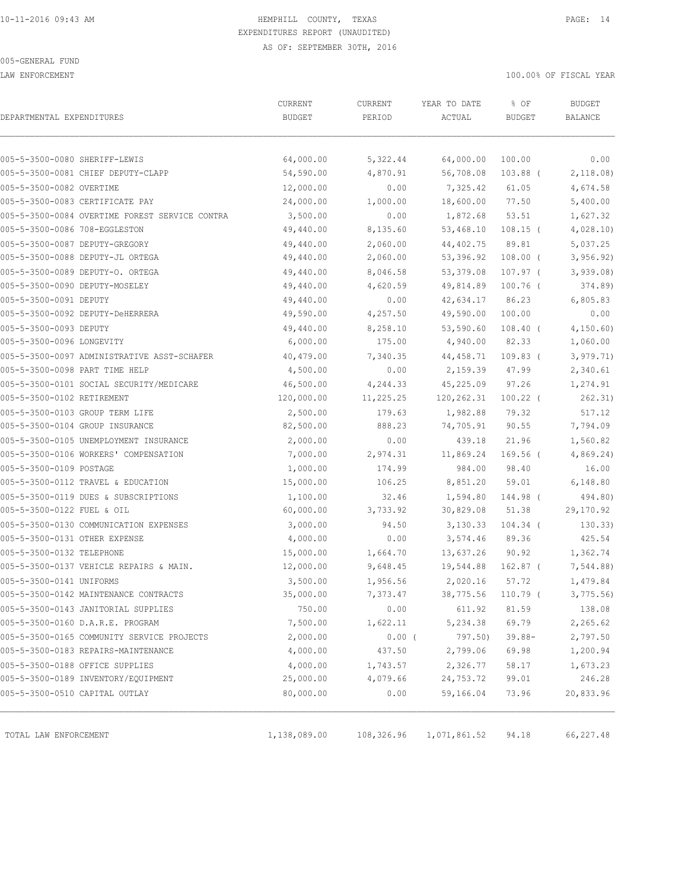10-11-2016 09:43 AM HEMPHILL COUNTY, TEXAS

EXPENDITURES REPORT (UNAUDITED)

AS OF: SEPTEMBER 30TH, 2016

005-GENERAL FUND

LAW ENFORCEMENT 100.00% OF FISCAL YEAR

| DEPARTMENTAL EXPENDITURES | CURRENT BUDGET | CURRENT PERIOD | YEAR TO DATE ACTUAL | % OF BUDGET | BUDGET BALANCE |
|---|---|---|---|---|---|
| 005-5-3500-0080 SHERIFF-LEWIS | 64,000.00 | 5,322.44 | 64,000.00 | 100.00 | 0.00 |
| 005-5-3500-0081 CHIEF DEPUTY-CLAPP | 54,590.00 | 4,870.91 | 56,708.08 | 103.88 ( | 2,118.08) |
| 005-5-3500-0082 OVERTIME | 12,000.00 | 0.00 | 7,325.42 | 61.05 | 4,674.58 |
| 005-5-3500-0083 CERTIFICATE PAY | 24,000.00 | 1,000.00 | 18,600.00 | 77.50 | 5,400.00 |
| 005-5-3500-0084 OVERTIME FOREST SERVICE CONTRA | 3,500.00 | 0.00 | 1,872.68 | 53.51 | 1,627.32 |
| 005-5-3500-0086 708-EGGLESTON | 49,440.00 | 8,135.60 | 53,468.10 | 108.15 ( | 4,028.10) |
| 005-5-3500-0087 DEPUTY-GREGORY | 49,440.00 | 2,060.00 | 44,402.75 | 89.81 | 5,037.25 |
| 005-5-3500-0088 DEPUTY-JL ORTEGA | 49,440.00 | 2,060.00 | 53,396.92 | 108.00 ( | 3,956.92) |
| 005-5-3500-0089 DEPUTY-O. ORTEGA | 49,440.00 | 8,046.58 | 53,379.08 | 107.97 ( | 3,939.08) |
| 005-5-3500-0090 DEPUTY-MOSELEY | 49,440.00 | 4,620.59 | 49,814.89 | 100.76 ( | 374.89) |
| 005-5-3500-0091 DEPUTY | 49,440.00 | 0.00 | 42,634.17 | 86.23 | 6,805.83 |
| 005-5-3500-0092 DEPUTY-DeHERRERA | 49,590.00 | 4,257.50 | 49,590.00 | 100.00 | 0.00 |
| 005-5-3500-0093 DEPUTY | 49,440.00 | 8,258.10 | 53,590.60 | 108.40 ( | 4,150.60) |
| 005-5-3500-0096 LONGEVITY | 6,000.00 | 175.00 | 4,940.00 | 82.33 | 1,060.00 |
| 005-5-3500-0097 ADMINISTRATIVE ASST-SCHAFER | 40,479.00 | 7,340.35 | 44,458.71 | 109.83 ( | 3,979.71) |
| 005-5-3500-0098 PART TIME HELP | 4,500.00 | 0.00 | 2,159.39 | 47.99 | 2,340.61 |
| 005-5-3500-0101 SOCIAL SECURITY/MEDICARE | 46,500.00 | 4,244.33 | 45,225.09 | 97.26 | 1,274.91 |
| 005-5-3500-0102 RETIREMENT | 120,000.00 | 11,225.25 | 120,262.31 | 100.22 ( | 262.31) |
| 005-5-3500-0103 GROUP TERM LIFE | 2,500.00 | 179.63 | 1,982.88 | 79.32 | 517.12 |
| 005-5-3500-0104 GROUP INSURANCE | 82,500.00 | 888.23 | 74,705.91 | 90.55 | 7,794.09 |
| 005-5-3500-0105 UNEMPLOYMENT INSURANCE | 2,000.00 | 0.00 | 439.18 | 21.96 | 1,560.82 |
| 005-5-3500-0106 WORKERS' COMPENSATION | 7,000.00 | 2,974.31 | 11,869.24 | 169.56 ( | 4,869.24) |
| 005-5-3500-0109 POSTAGE | 1,000.00 | 174.99 | 984.00 | 98.40 | 16.00 |
| 005-5-3500-0112 TRAVEL & EDUCATION | 15,000.00 | 106.25 | 8,851.20 | 59.01 | 6,148.80 |
| 005-5-3500-0119 DUES & SUBSCRIPTIONS | 1,100.00 | 32.46 | 1,594.80 | 144.98 ( | 494.80) |
| 005-5-3500-0122 FUEL & OIL | 60,000.00 | 3,733.92 | 30,829.08 | 51.38 | 29,170.92 |
| 005-5-3500-0130 COMMUNICATION EXPENSES | 3,000.00 | 94.50 | 3,130.33 | 104.34 ( | 130.33) |
| 005-5-3500-0131 OTHER EXPENSE | 4,000.00 | 0.00 | 3,574.46 | 89.36 | 425.54 |
| 005-5-3500-0132 TELEPHONE | 15,000.00 | 1,664.70 | 13,637.26 | 90.92 | 1,362.74 |
| 005-5-3500-0137 VEHICLE REPAIRS & MAIN. | 12,000.00 | 9,648.45 | 19,544.88 | 162.87 ( | 7,544.88) |
| 005-5-3500-0141 UNIFORMS | 3,500.00 | 1,956.56 | 2,020.16 | 57.72 | 1,479.84 |
| 005-5-3500-0142 MAINTENANCE CONTRACTS | 35,000.00 | 7,373.47 | 38,775.56 | 110.79 ( | 3,775.56) |
| 005-5-3500-0143 JANITORIAL SUPPLIES | 750.00 | 0.00 | 611.92 | 81.59 | 138.08 |
| 005-5-3500-0160 D.A.R.E. PROGRAM | 7,500.00 | 1,622.11 | 5,234.38 | 69.79 | 2,265.62 |
| 005-5-3500-0165 COMMUNITY SERVICE PROJECTS | 2,000.00 | 0.00 ( | 797.50) | 39.88- | 2,797.50 |
| 005-5-3500-0183 REPAIRS-MAINTENANCE | 4,000.00 | 437.50 | 2,799.06 | 69.98 | 1,200.94 |
| 005-5-3500-0188 OFFICE SUPPLIES | 4,000.00 | 1,743.57 | 2,326.77 | 58.17 | 1,673.23 |
| 005-5-3500-0189 INVENTORY/EQUIPMENT | 25,000.00 | 4,079.66 | 24,753.72 | 99.01 | 246.28 |
| 005-5-3500-0510 CAPITAL OUTLAY | 80,000.00 | 0.00 | 59,166.04 | 73.96 | 20,833.96 |
| TOTAL LAW ENFORCEMENT | 1,138,089.00 | 108,326.96 | 1,071,861.52 | 94.18 | 66,227.48 |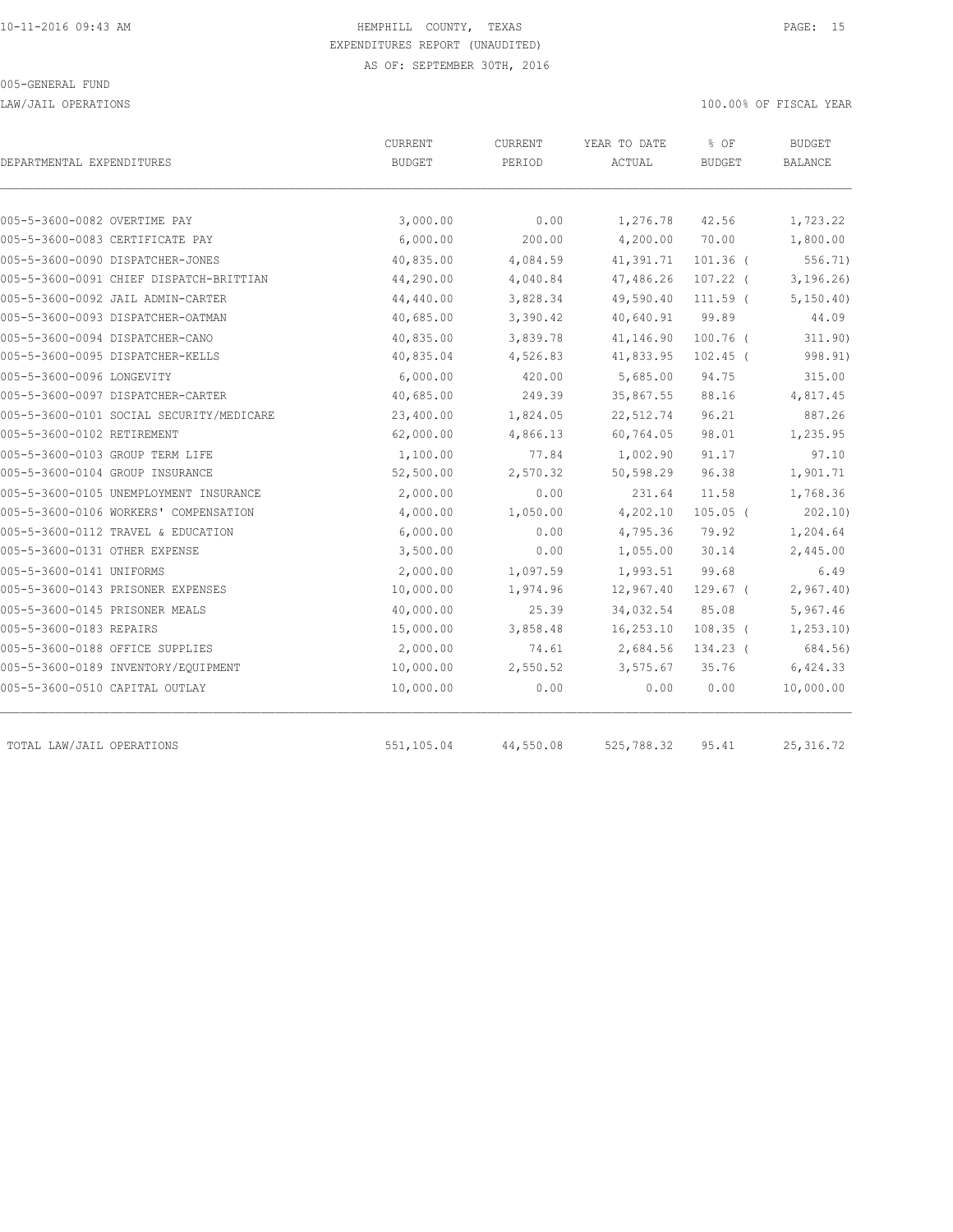HEMPHILL COUNTY, TEXAS
EXPENDITURES REPORT (UNAUDITED)
AS OF: SEPTEMBER 30TH, 2016

005-GENERAL FUND

LAW/JAIL OPERATIONS — 100.00% OF FISCAL YEAR

| DEPARTMENTAL EXPENDITURES | CURRENT BUDGET | CURRENT PERIOD | YEAR TO DATE ACTUAL | % OF BUDGET | BUDGET BALANCE |
|---|---|---|---|---|---|
| 005-5-3600-0082 OVERTIME PAY | 3,000.00 | 0.00 | 1,276.78 | 42.56 | 1,723.22 |
| 005-5-3600-0083 CERTIFICATE PAY | 6,000.00 | 200.00 | 4,200.00 | 70.00 | 1,800.00 |
| 005-5-3600-0090 DISPATCHER-JONES | 40,835.00 | 4,084.59 | 41,391.71 | 101.36 ( | 556.71) |
| 005-5-3600-0091 CHIEF DISPATCH-BRITTIAN | 44,290.00 | 4,040.84 | 47,486.26 | 107.22 ( | 3,196.26) |
| 005-5-3600-0092 JAIL ADMIN-CARTER | 44,440.00 | 3,828.34 | 49,590.40 | 111.59 ( | 5,150.40) |
| 005-5-3600-0093 DISPATCHER-OATMAN | 40,685.00 | 3,390.42 | 40,640.91 | 99.89 | 44.09 |
| 005-5-3600-0094 DISPATCHER-CANO | 40,835.00 | 3,839.78 | 41,146.90 | 100.76 ( | 311.90) |
| 005-5-3600-0095 DISPATCHER-KELLS | 40,835.04 | 4,526.83 | 41,833.95 | 102.45 ( | 998.91) |
| 005-5-3600-0096 LONGEVITY | 6,000.00 | 420.00 | 5,685.00 | 94.75 | 315.00 |
| 005-5-3600-0097 DISPATCHER-CARTER | 40,685.00 | 249.39 | 35,867.55 | 88.16 | 4,817.45 |
| 005-5-3600-0101 SOCIAL SECURITY/MEDICARE | 23,400.00 | 1,824.05 | 22,512.74 | 96.21 | 887.26 |
| 005-5-3600-0102 RETIREMENT | 62,000.00 | 4,866.13 | 60,764.05 | 98.01 | 1,235.95 |
| 005-5-3600-0103 GROUP TERM LIFE | 1,100.00 | 77.84 | 1,002.90 | 91.17 | 97.10 |
| 005-5-3600-0104 GROUP INSURANCE | 52,500.00 | 2,570.32 | 50,598.29 | 96.38 | 1,901.71 |
| 005-5-3600-0105 UNEMPLOYMENT INSURANCE | 2,000.00 | 0.00 | 231.64 | 11.58 | 1,768.36 |
| 005-5-3600-0106 WORKERS' COMPENSATION | 4,000.00 | 1,050.00 | 4,202.10 | 105.05 ( | 202.10) |
| 005-5-3600-0112 TRAVEL & EDUCATION | 6,000.00 | 0.00 | 4,795.36 | 79.92 | 1,204.64 |
| 005-5-3600-0131 OTHER EXPENSE | 3,500.00 | 0.00 | 1,055.00 | 30.14 | 2,445.00 |
| 005-5-3600-0141 UNIFORMS | 2,000.00 | 1,097.59 | 1,993.51 | 99.68 | 6.49 |
| 005-5-3600-0143 PRISONER EXPENSES | 10,000.00 | 1,974.96 | 12,967.40 | 129.67 ( | 2,967.40) |
| 005-5-3600-0145 PRISONER MEALS | 40,000.00 | 25.39 | 34,032.54 | 85.08 | 5,967.46 |
| 005-5-3600-0183 REPAIRS | 15,000.00 | 3,858.48 | 16,253.10 | 108.35 ( | 1,253.10) |
| 005-5-3600-0188 OFFICE SUPPLIES | 2,000.00 | 74.61 | 2,684.56 | 134.23 ( | 684.56) |
| 005-5-3600-0189 INVENTORY/EQUIPMENT | 10,000.00 | 2,550.52 | 3,575.67 | 35.76 | 6,424.33 |
| 005-5-3600-0510 CAPITAL OUTLAY | 10,000.00 | 0.00 | 0.00 | 0.00 | 10,000.00 |
| TOTAL LAW/JAIL OPERATIONS | 551,105.04 | 44,550.08 | 525,788.32 | 95.41 | 25,316.72 |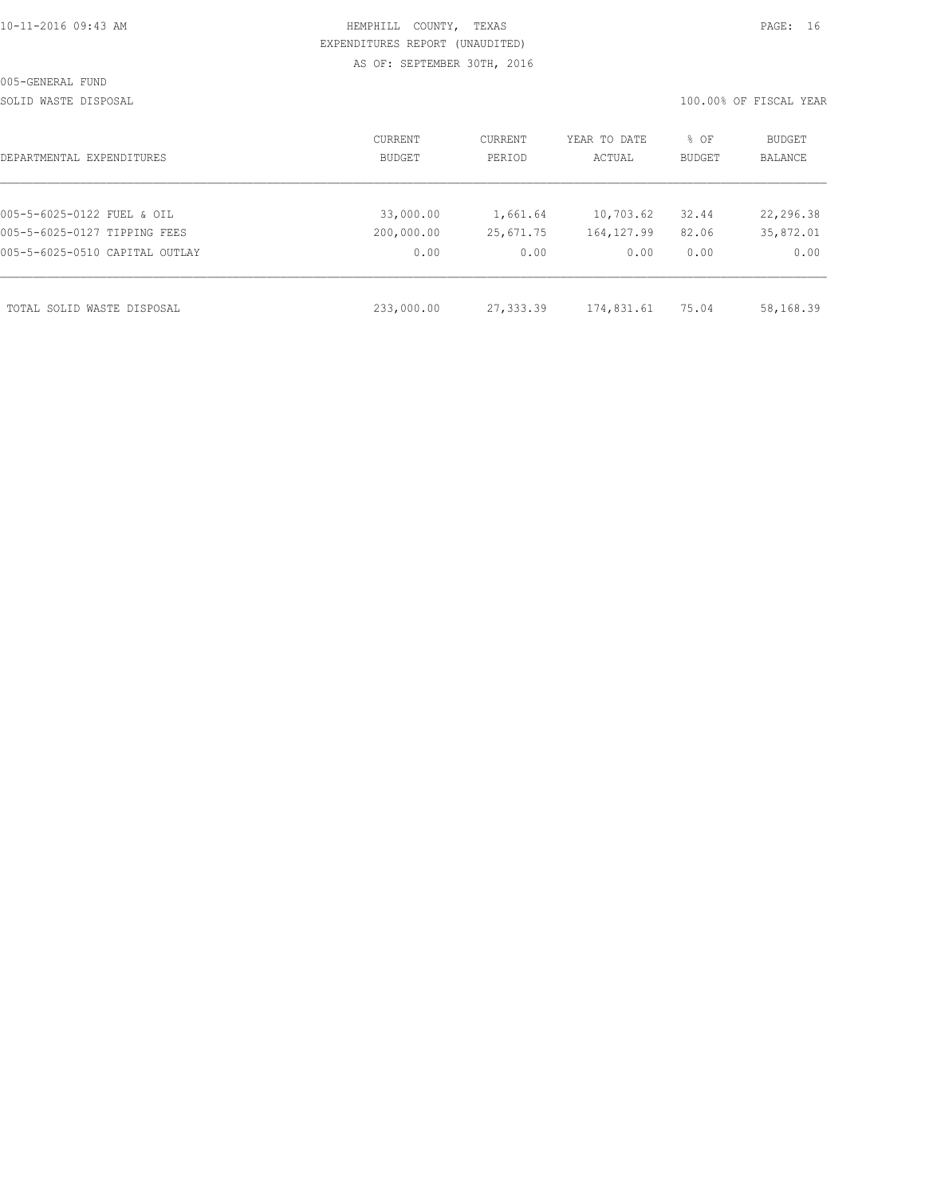HEMPHILL COUNTY, TEXAS

EXPENDITURES REPORT (UNAUDITED)

AS OF: SEPTEMBER 30TH, 2016

005-GENERAL FUND

SOLID WASTE DISPOSAL

100.00% OF FISCAL YEAR

| DEPARTMENTAL EXPENDITURES | CURRENT BUDGET | CURRENT PERIOD | YEAR TO DATE ACTUAL | % OF BUDGET | BUDGET BALANCE |
|---|---|---|---|---|---|
| 005-5-6025-0122 FUEL & OIL | 33,000.00 | 1,661.64 | 10,703.62 | 32.44 | 22,296.38 |
| 005-5-6025-0127 TIPPING FEES | 200,000.00 | 25,671.75 | 164,127.99 | 82.06 | 35,872.01 |
| 005-5-6025-0510 CAPITAL OUTLAY | 0.00 | 0.00 | 0.00 | 0.00 | 0.00 |
| TOTAL SOLID WASTE DISPOSAL | 233,000.00 | 27,333.39 | 174,831.61 | 75.04 | 58,168.39 |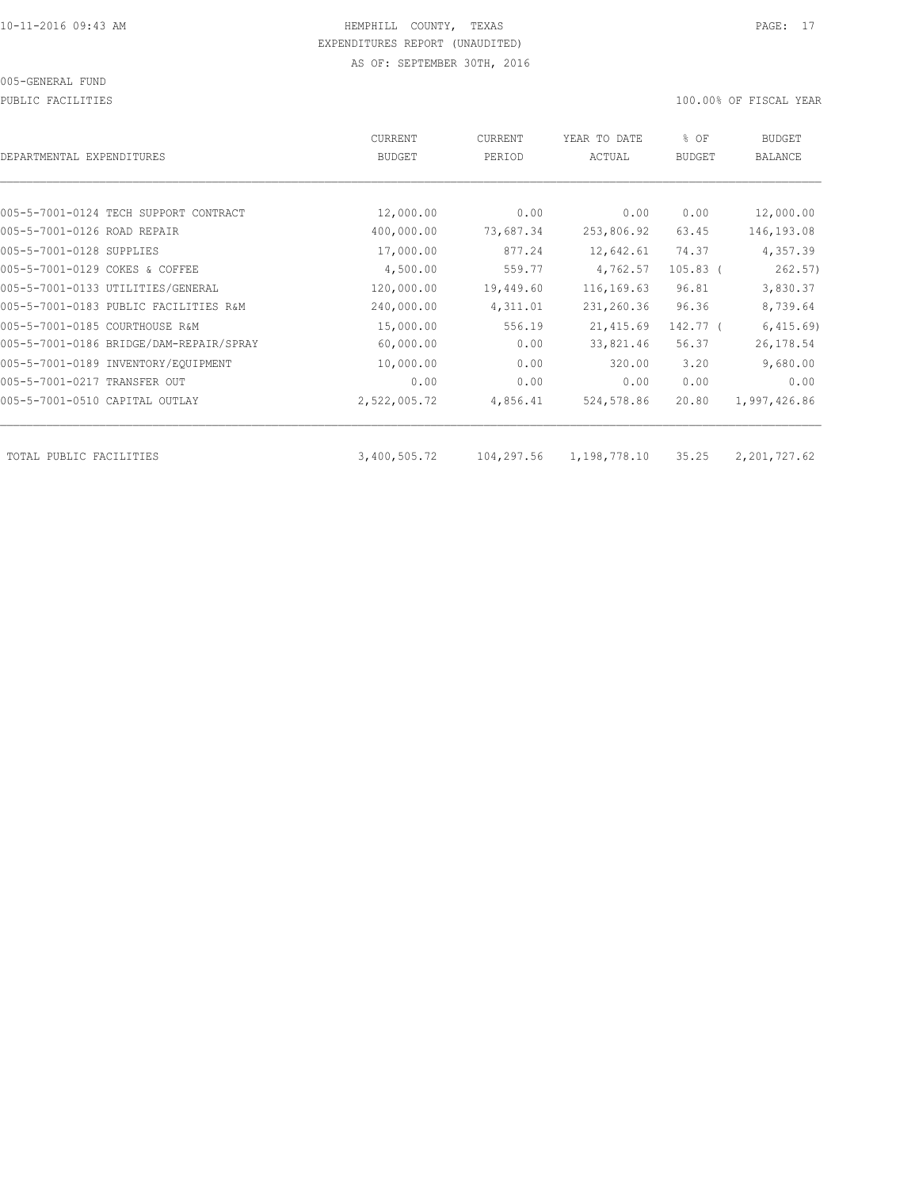HEMPHILL COUNTY, TEXAS
EXPENDITURES REPORT (UNAUDITED)
AS OF: SEPTEMBER 30TH, 2016

005-GENERAL FUND

PUBLIC FACILITIES

100.00% OF FISCAL YEAR

| DEPARTMENTAL EXPENDITURES | CURRENT BUDGET | CURRENT PERIOD | YEAR TO DATE ACTUAL | % OF BUDGET | BUDGET BALANCE |
|---|---|---|---|---|---|
| 005-5-7001-0124 TECH SUPPORT CONTRACT | 12,000.00 | 0.00 | 0.00 | 0.00 | 12,000.00 |
| 005-5-7001-0126 ROAD REPAIR | 400,000.00 | 73,687.34 | 253,806.92 | 63.45 | 146,193.08 |
| 005-5-7001-0128 SUPPLIES | 17,000.00 | 877.24 | 12,642.61 | 74.37 | 4,357.39 |
| 005-5-7001-0129 COKES & COFFEE | 4,500.00 | 559.77 | 4,762.57 | 105.83 | ( 262.57) |
| 005-5-7001-0133 UTILITIES/GENERAL | 120,000.00 | 19,449.60 | 116,169.63 | 96.81 | 3,830.37 |
| 005-5-7001-0183 PUBLIC FACILITIES R&M | 240,000.00 | 4,311.01 | 231,260.36 | 96.36 | 8,739.64 |
| 005-5-7001-0185 COURTHOUSE R&M | 15,000.00 | 556.19 | 21,415.69 | 142.77 | ( 6,415.69) |
| 005-5-7001-0186 BRIDGE/DAM-REPAIR/SPRAY | 60,000.00 | 0.00 | 33,821.46 | 56.37 | 26,178.54 |
| 005-5-7001-0189 INVENTORY/EQUIPMENT | 10,000.00 | 0.00 | 320.00 | 3.20 | 9,680.00 |
| 005-5-7001-0217 TRANSFER OUT | 0.00 | 0.00 | 0.00 | 0.00 | 0.00 |
| 005-5-7001-0510 CAPITAL OUTLAY | 2,522,005.72 | 4,856.41 | 524,578.86 | 20.80 | 1,997,426.86 |
| TOTAL PUBLIC FACILITIES | 3,400,505.72 | 104,297.56 | 1,198,778.10 | 35.25 | 2,201,727.62 |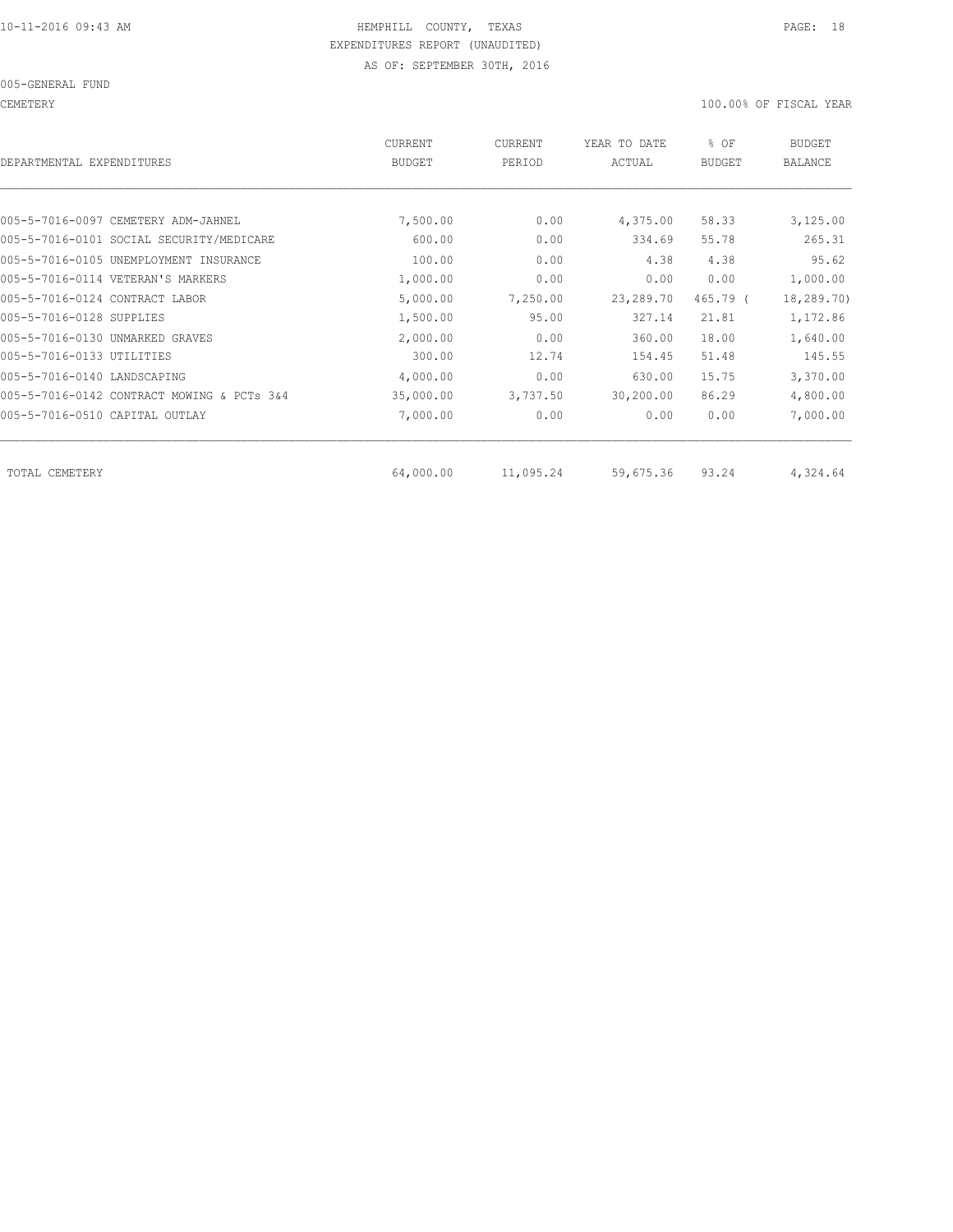HEMPHILL COUNTY, TEXAS
EXPENDITURES REPORT (UNAUDITED)
AS OF: SEPTEMBER 30TH, 2016

005-GENERAL FUND

CEMETERY — 100.00% OF FISCAL YEAR

| DEPARTMENTAL EXPENDITURES | CURRENT BUDGET | CURRENT PERIOD | YEAR TO DATE ACTUAL | % OF BUDGET | BUDGET BALANCE |
|---|---|---|---|---|---|
| 005-5-7016-0097 CEMETERY ADM-JAHNEL | 7,500.00 | 0.00 | 4,375.00 | 58.33 | 3,125.00 |
| 005-5-7016-0101 SOCIAL SECURITY/MEDICARE | 600.00 | 0.00 | 334.69 | 55.78 | 265.31 |
| 005-5-7016-0105 UNEMPLOYMENT INSURANCE | 100.00 | 0.00 | 4.38 | 4.38 | 95.62 |
| 005-5-7016-0114 VETERAN'S MARKERS | 1,000.00 | 0.00 | 0.00 | 0.00 | 1,000.00 |
| 005-5-7016-0124 CONTRACT LABOR | 5,000.00 | 7,250.00 | 23,289.70 | 465.79 | ( 18,289.70) |
| 005-5-7016-0128 SUPPLIES | 1,500.00 | 95.00 | 327.14 | 21.81 | 1,172.86 |
| 005-5-7016-0130 UNMARKED GRAVES | 2,000.00 | 0.00 | 360.00 | 18.00 | 1,640.00 |
| 005-5-7016-0133 UTILITIES | 300.00 | 12.74 | 154.45 | 51.48 | 145.55 |
| 005-5-7016-0140 LANDSCAPING | 4,000.00 | 0.00 | 630.00 | 15.75 | 3,370.00 |
| 005-5-7016-0142 CONTRACT MOWING & PCTs 3&4 | 35,000.00 | 3,737.50 | 30,200.00 | 86.29 | 4,800.00 |
| 005-5-7016-0510 CAPITAL OUTLAY | 7,000.00 | 0.00 | 0.00 | 0.00 | 7,000.00 |
| TOTAL CEMETERY | 64,000.00 | 11,095.24 | 59,675.36 | 93.24 | 4,324.64 |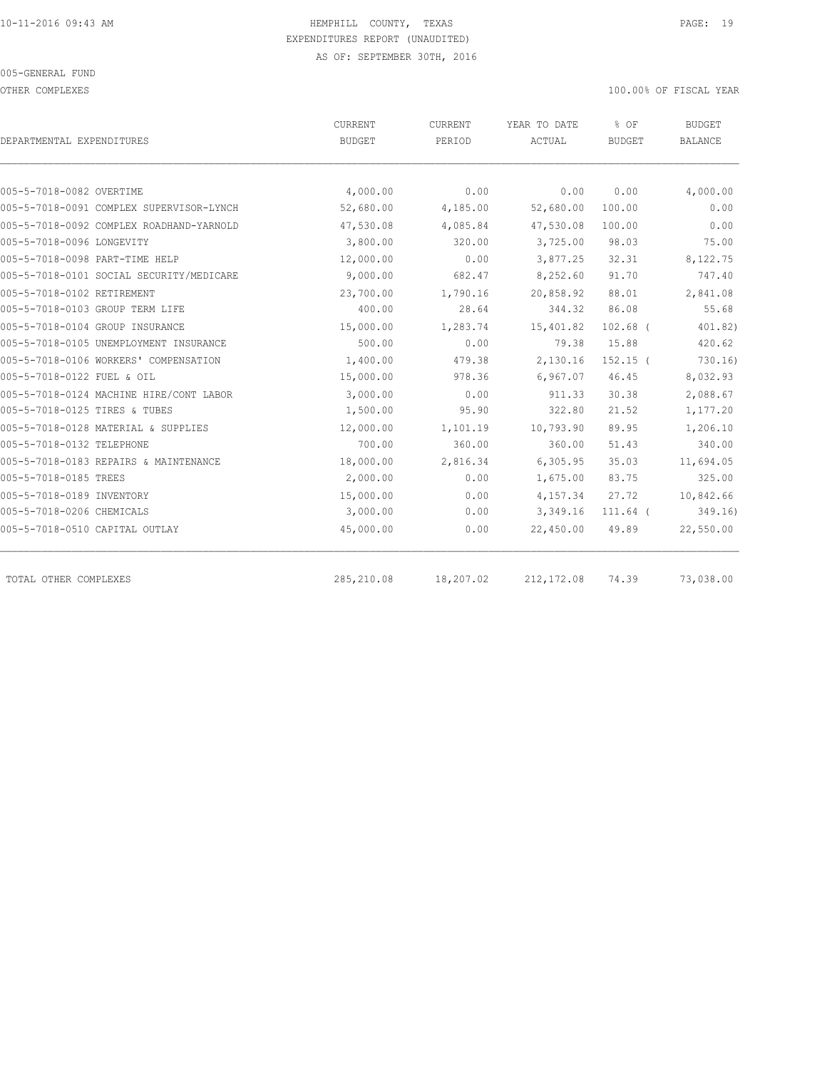10-11-2016 09:43 AM HEMPHILL COUNTY, TEXAS

EXPENDITURES REPORT (UNAUDITED)

AS OF: SEPTEMBER 30TH, 2016

005-GENERAL FUND

OTHER COMPLEXES 100.00% OF FISCAL YEAR

| DEPARTMENTAL EXPENDITURES | CURRENT BUDGET | CURRENT PERIOD | YEAR TO DATE ACTUAL | % OF BUDGET | BUDGET BALANCE |
|---|---|---|---|---|---|
| 005-5-7018-0082 OVERTIME | 4,000.00 | 0.00 | 0.00 | 0.00 | 4,000.00 |
| 005-5-7018-0091 COMPLEX SUPERVISOR-LYNCH | 52,680.00 | 4,185.00 | 52,680.00 | 100.00 | 0.00 |
| 005-5-7018-0092 COMPLEX ROADHAND-YARNOLD | 47,530.08 | 4,085.84 | 47,530.08 | 100.00 | 0.00 |
| 005-5-7018-0096 LONGEVITY | 3,800.00 | 320.00 | 3,725.00 | 98.03 | 75.00 |
| 005-5-7018-0098 PART-TIME HELP | 12,000.00 | 0.00 | 3,877.25 | 32.31 | 8,122.75 |
| 005-5-7018-0101 SOCIAL SECURITY/MEDICARE | 9,000.00 | 682.47 | 8,252.60 | 91.70 | 747.40 |
| 005-5-7018-0102 RETIREMENT | 23,700.00 | 1,790.16 | 20,858.92 | 88.01 | 2,841.08 |
| 005-5-7018-0103 GROUP TERM LIFE | 400.00 | 28.64 | 344.32 | 86.08 | 55.68 |
| 005-5-7018-0104 GROUP INSURANCE | 15,000.00 | 1,283.74 | 15,401.82 | 102.68 ( | 401.82) |
| 005-5-7018-0105 UNEMPLOYMENT INSURANCE | 500.00 | 0.00 | 79.38 | 15.88 | 420.62 |
| 005-5-7018-0106 WORKERS' COMPENSATION | 1,400.00 | 479.38 | 2,130.16 | 152.15 ( | 730.16) |
| 005-5-7018-0122 FUEL & OIL | 15,000.00 | 978.36 | 6,967.07 | 46.45 | 8,032.93 |
| 005-5-7018-0124 MACHINE HIRE/CONT LABOR | 3,000.00 | 0.00 | 911.33 | 30.38 | 2,088.67 |
| 005-5-7018-0125 TIRES & TUBES | 1,500.00 | 95.90 | 322.80 | 21.52 | 1,177.20 |
| 005-5-7018-0128 MATERIAL & SUPPLIES | 12,000.00 | 1,101.19 | 10,793.90 | 89.95 | 1,206.10 |
| 005-5-7018-0132 TELEPHONE | 700.00 | 360.00 | 360.00 | 51.43 | 340.00 |
| 005-5-7018-0183 REPAIRS & MAINTENANCE | 18,000.00 | 2,816.34 | 6,305.95 | 35.03 | 11,694.05 |
| 005-5-7018-0185 TREES | 2,000.00 | 0.00 | 1,675.00 | 83.75 | 325.00 |
| 005-5-7018-0189 INVENTORY | 15,000.00 | 0.00 | 4,157.34 | 27.72 | 10,842.66 |
| 005-5-7018-0206 CHEMICALS | 3,000.00 | 0.00 | 3,349.16 | 111.64 ( | 349.16) |
| 005-5-7018-0510 CAPITAL OUTLAY | 45,000.00 | 0.00 | 22,450.00 | 49.89 | 22,550.00 |
| TOTAL OTHER COMPLEXES | 285,210.08 | 18,207.02 | 212,172.08 | 74.39 | 73,038.00 |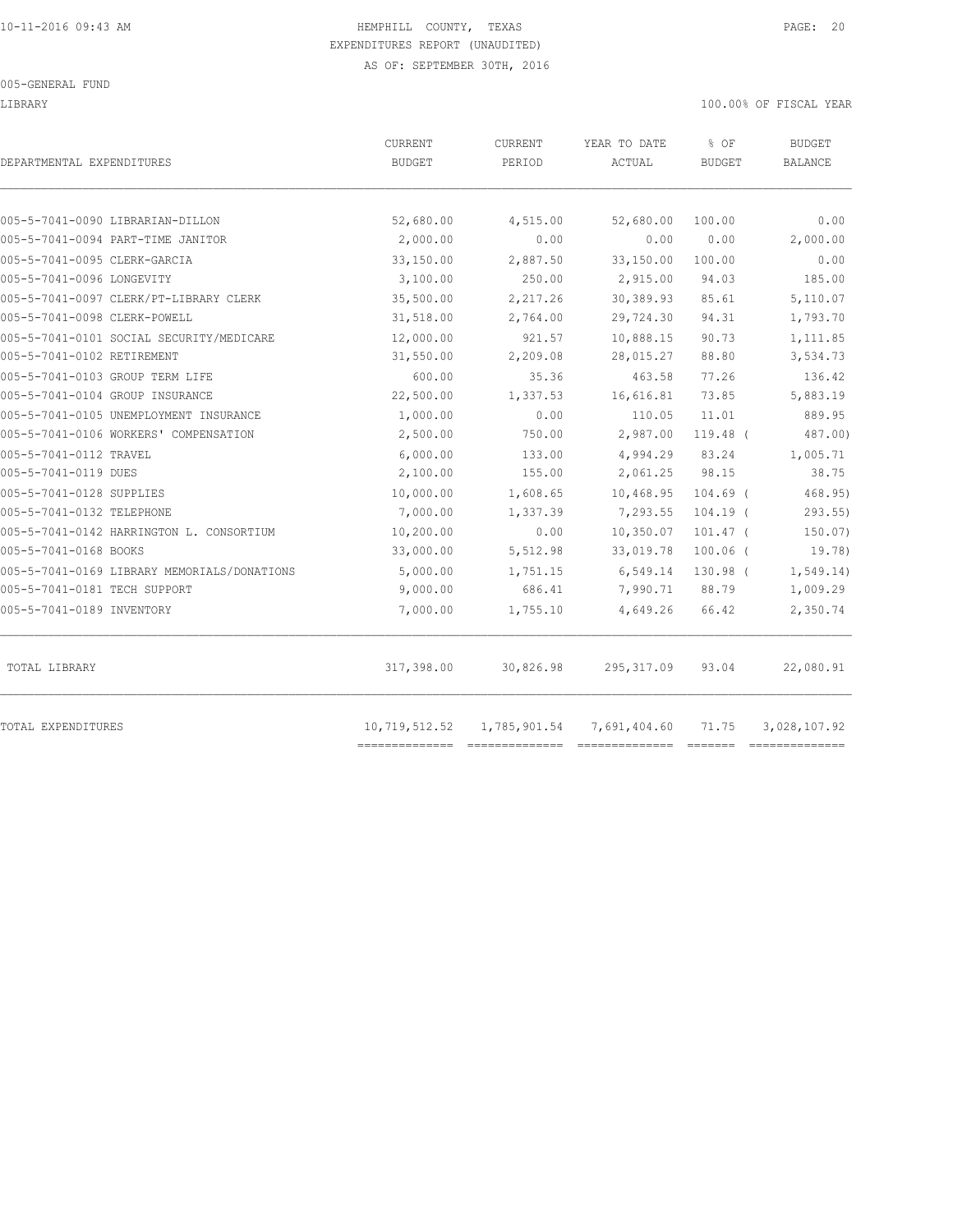HEMPHILL COUNTY, TEXAS
EXPENDITURES REPORT (UNAUDITED)
AS OF: SEPTEMBER 30TH, 2016

005-GENERAL FUND

LIBRARY

100.00% OF FISCAL YEAR

| DEPARTMENTAL EXPENDITURES | CURRENT BUDGET | CURRENT PERIOD | YEAR TO DATE ACTUAL | % OF BUDGET | BUDGET BALANCE |
|---|---|---|---|---|---|
| 005-5-7041-0090 LIBRARIAN-DILLON | 52,680.00 | 4,515.00 | 52,680.00 | 100.00 | 0.00 |
| 005-5-7041-0094 PART-TIME JANITOR | 2,000.00 | 0.00 | 0.00 | 0.00 | 2,000.00 |
| 005-5-7041-0095 CLERK-GARCIA | 33,150.00 | 2,887.50 | 33,150.00 | 100.00 | 0.00 |
| 005-5-7041-0096 LONGEVITY | 3,100.00 | 250.00 | 2,915.00 | 94.03 | 185.00 |
| 005-5-7041-0097 CLERK/PT-LIBRARY CLERK | 35,500.00 | 2,217.26 | 30,389.93 | 85.61 | 5,110.07 |
| 005-5-7041-0098 CLERK-POWELL | 31,518.00 | 2,764.00 | 29,724.30 | 94.31 | 1,793.70 |
| 005-5-7041-0101 SOCIAL SECURITY/MEDICARE | 12,000.00 | 921.57 | 10,888.15 | 90.73 | 1,111.85 |
| 005-5-7041-0102 RETIREMENT | 31,550.00 | 2,209.08 | 28,015.27 | 88.80 | 3,534.73 |
| 005-5-7041-0103 GROUP TERM LIFE | 600.00 | 35.36 | 463.58 | 77.26 | 136.42 |
| 005-5-7041-0104 GROUP INSURANCE | 22,500.00 | 1,337.53 | 16,616.81 | 73.85 | 5,883.19 |
| 005-5-7041-0105 UNEMPLOYMENT INSURANCE | 1,000.00 | 0.00 | 110.05 | 11.01 | 889.95 |
| 005-5-7041-0106 WORKERS' COMPENSATION | 2,500.00 | 750.00 | 2,987.00 | 119.48 | ( 487.00) |
| 005-5-7041-0112 TRAVEL | 6,000.00 | 133.00 | 4,994.29 | 83.24 | 1,005.71 |
| 005-5-7041-0119 DUES | 2,100.00 | 155.00 | 2,061.25 | 98.15 | 38.75 |
| 005-5-7041-0128 SUPPLIES | 10,000.00 | 1,608.65 | 10,468.95 | 104.69 | ( 468.95) |
| 005-5-7041-0132 TELEPHONE | 7,000.00 | 1,337.39 | 7,293.55 | 104.19 | ( 293.55) |
| 005-5-7041-0142 HARRINGTON L. CONSORTIUM | 10,200.00 | 0.00 | 10,350.07 | 101.47 | ( 150.07) |
| 005-5-7041-0168 BOOKS | 33,000.00 | 5,512.98 | 33,019.78 | 100.06 | ( 19.78) |
| 005-5-7041-0169 LIBRARY MEMORIALS/DONATIONS | 5,000.00 | 1,751.15 | 6,549.14 | 130.98 | ( 1,549.14) |
| 005-5-7041-0181 TECH SUPPORT | 9,000.00 | 686.41 | 7,990.71 | 88.79 | 1,009.29 |
| 005-5-7041-0189 INVENTORY | 7,000.00 | 1,755.10 | 4,649.26 | 66.42 | 2,350.74 |
| TOTAL LIBRARY | 317,398.00 | 30,826.98 | 295,317.09 | 93.04 | 22,080.91 |
| TOTAL EXPENDITURES | 10,719,512.52 | 1,785,901.54 | 7,691,404.60 | 71.75 | 3,028,107.92 |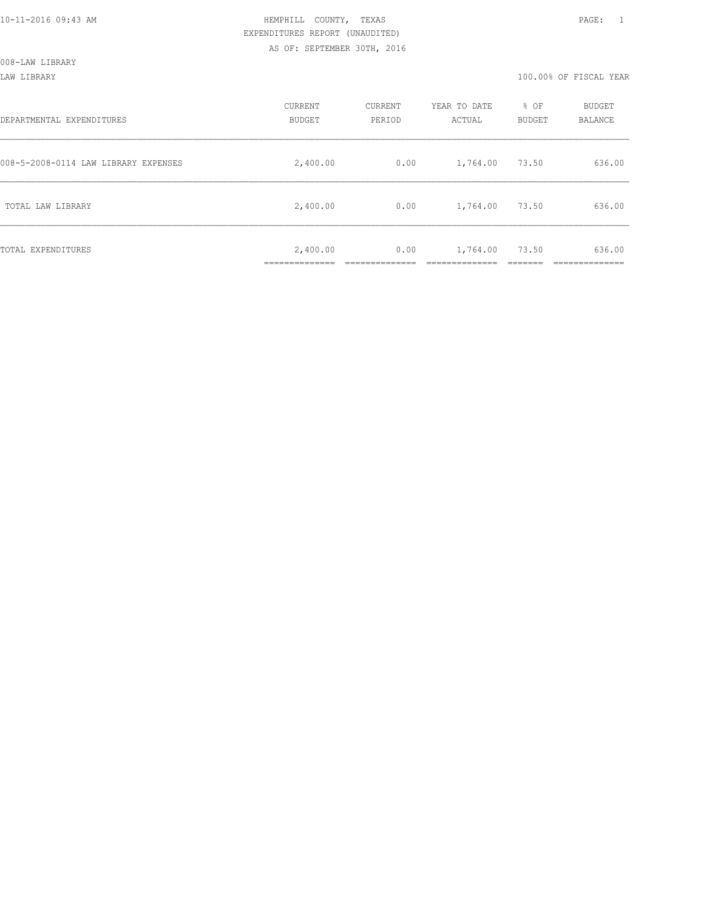10-11-2016 09:43 AM

HEMPHILL COUNTY, TEXAS

EXPENDITURES REPORT (UNAUDITED)

AS OF: SEPTEMBER 30TH, 2016

008-LAW LIBRARY

LAW LIBRARY

100.00% OF FISCAL YEAR

| DEPARTMENTAL EXPENDITURES | CURRENT BUDGET | CURRENT PERIOD | YEAR TO DATE ACTUAL | % OF BUDGET | BUDGET BALANCE |
|---|---|---|---|---|---|
| 008-5-2008-0114 LAW LIBRARY EXPENSES | 2,400.00 | 0.00 | 1,764.00 | 73.50 | 636.00 |
| TOTAL LAW LIBRARY | 2,400.00 | 0.00 | 1,764.00 | 73.50 | 636.00 |
| TOTAL EXPENDITURES | 2,400.00 | 0.00 | 1,764.00 | 73.50 | 636.00 |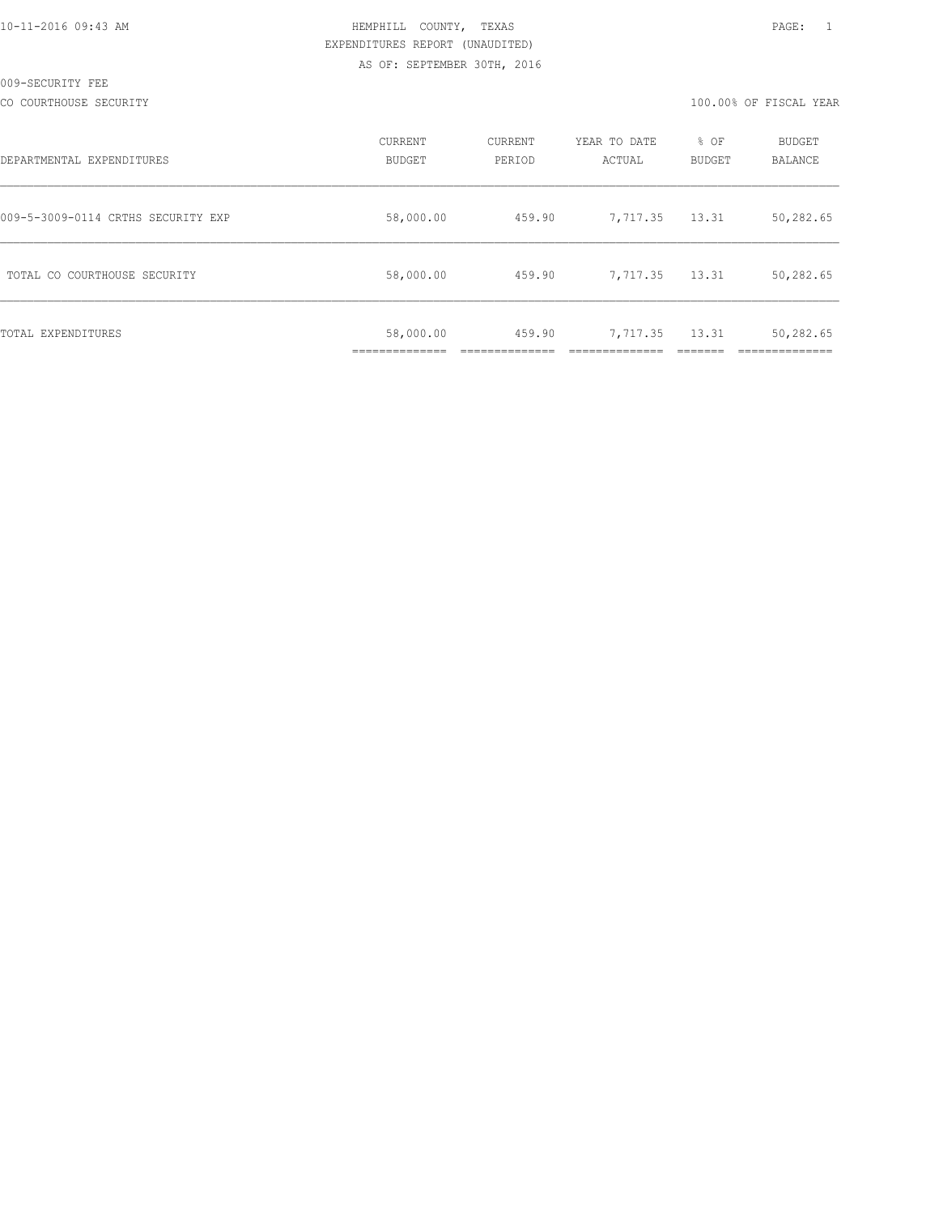HEMPHILL COUNTY, TEXAS
EXPENDITURES REPORT (UNAUDITED)
AS OF: SEPTEMBER 30TH, 2016

009-SECURITY FEE

CO COURTHOUSE SECURITY — 100.00% OF FISCAL YEAR

| DEPARTMENTAL EXPENDITURES | CURRENT BUDGET | CURRENT PERIOD | YEAR TO DATE ACTUAL | % OF BUDGET | BUDGET BALANCE |
|---|---|---|---|---|---|
| 009-5-3009-0114 CRTHS SECURITY EXP | 58,000.00 | 459.90 | 7,717.35 | 13.31 | 50,282.65 |
| TOTAL CO COURTHOUSE SECURITY | 58,000.00 | 459.90 | 7,717.35 | 13.31 | 50,282.65 |
| TOTAL EXPENDITURES | 58,000.00 | 459.90 | 7,717.35 | 13.31 | 50,282.65 |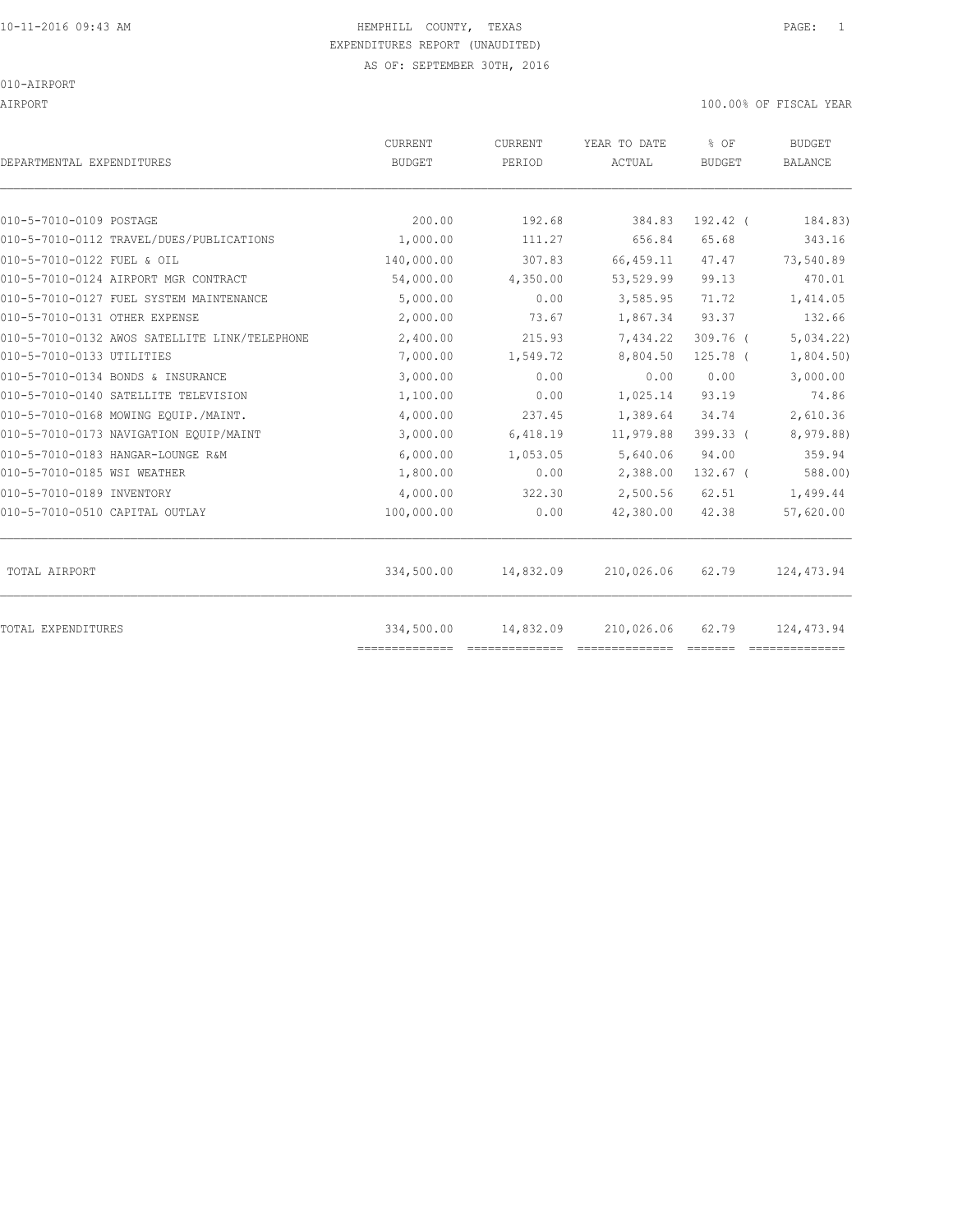HEMPHILL COUNTY, TEXAS

EXPENDITURES REPORT (UNAUDITED)

AS OF: SEPTEMBER 30TH, 2016

010-AIRPORT

AIRPORT

100.00% OF FISCAL YEAR

| DEPARTMENTAL EXPENDITURES | CURRENT BUDGET | CURRENT PERIOD | YEAR TO DATE ACTUAL | % OF BUDGET | BUDGET BALANCE |
|---|---|---|---|---|---|
| 010-5-7010-0109 POSTAGE | 200.00 | 192.68 | 384.83 | 192.42 ( | 184.83) |
| 010-5-7010-0112 TRAVEL/DUES/PUBLICATIONS | 1,000.00 | 111.27 | 656.84 | 65.68 | 343.16 |
| 010-5-7010-0122 FUEL & OIL | 140,000.00 | 307.83 | 66,459.11 | 47.47 | 73,540.89 |
| 010-5-7010-0124 AIRPORT MGR CONTRACT | 54,000.00 | 4,350.00 | 53,529.99 | 99.13 | 470.01 |
| 010-5-7010-0127 FUEL SYSTEM MAINTENANCE | 5,000.00 | 0.00 | 3,585.95 | 71.72 | 1,414.05 |
| 010-5-7010-0131 OTHER EXPENSE | 2,000.00 | 73.67 | 1,867.34 | 93.37 | 132.66 |
| 010-5-7010-0132 AWOS SATELLITE LINK/TELEPHONE | 2,400.00 | 215.93 | 7,434.22 | 309.76 ( | 5,034.22) |
| 010-5-7010-0133 UTILITIES | 7,000.00 | 1,549.72 | 8,804.50 | 125.78 ( | 1,804.50) |
| 010-5-7010-0134 BONDS & INSURANCE | 3,000.00 | 0.00 | 0.00 | 0.00 | 3,000.00 |
| 010-5-7010-0140 SATELLITE TELEVISION | 1,100.00 | 0.00 | 1,025.14 | 93.19 | 74.86 |
| 010-5-7010-0168 MOWING EQUIP./MAINT. | 4,000.00 | 237.45 | 1,389.64 | 34.74 | 2,610.36 |
| 010-5-7010-0173 NAVIGATION EQUIP/MAINT | 3,000.00 | 6,418.19 | 11,979.88 | 399.33 ( | 8,979.88) |
| 010-5-7010-0183 HANGAR-LOUNGE R&M | 6,000.00 | 1,053.05 | 5,640.06 | 94.00 | 359.94 |
| 010-5-7010-0185 WSI WEATHER | 1,800.00 | 0.00 | 2,388.00 | 132.67 ( | 588.00) |
| 010-5-7010-0189 INVENTORY | 4,000.00 | 322.30 | 2,500.56 | 62.51 | 1,499.44 |
| 010-5-7010-0510 CAPITAL OUTLAY | 100,000.00 | 0.00 | 42,380.00 | 42.38 | 57,620.00 |
| TOTAL AIRPORT | 334,500.00 | 14,832.09 | 210,026.06 | 62.79 | 124,473.94 |
| TOTAL EXPENDITURES | 334,500.00 | 14,832.09 | 210,026.06 | 62.79 | 124,473.94 |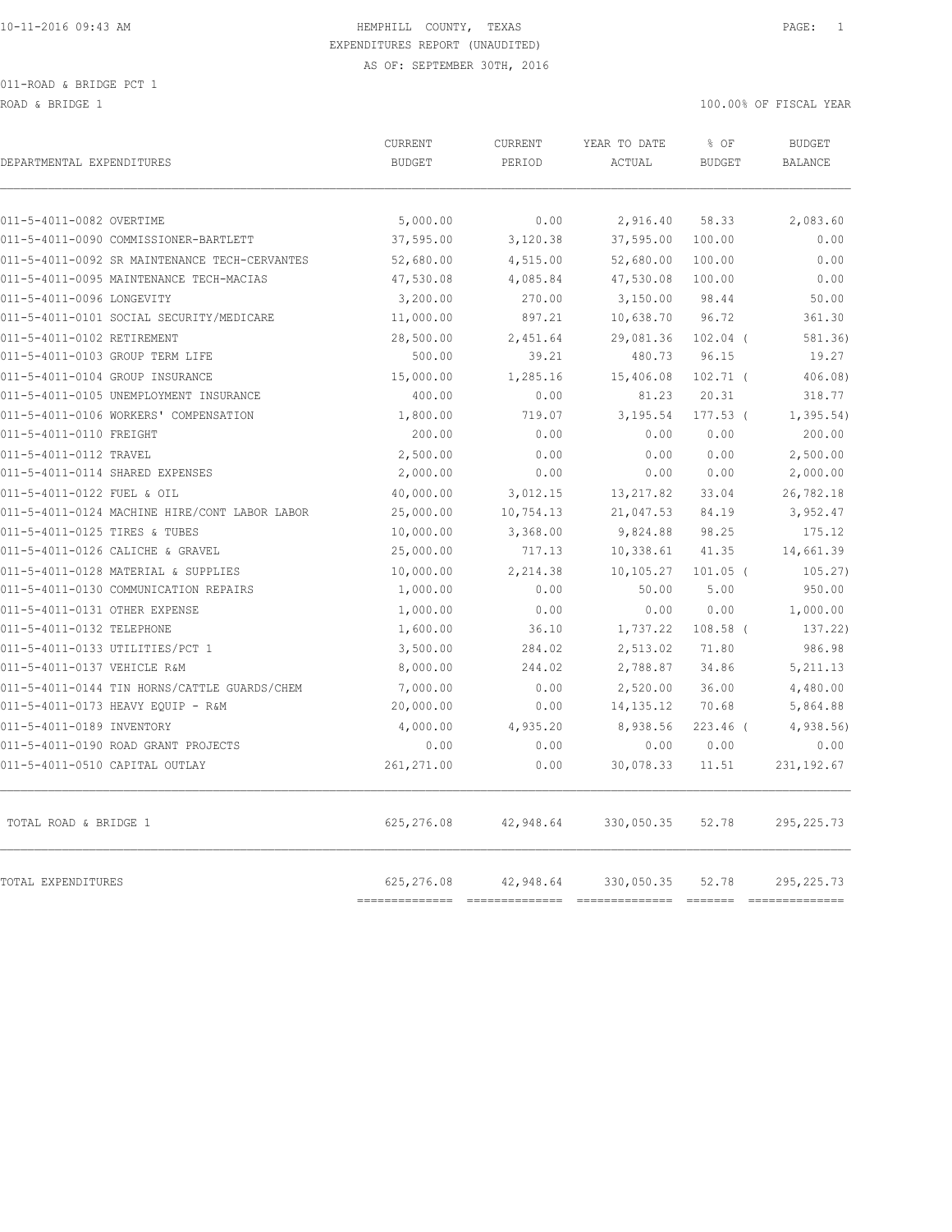HEMPHILL COUNTY, TEXAS
EXPENDITURES REPORT (UNAUDITED)
AS OF: SEPTEMBER 30TH, 2016

011-ROAD & BRIDGE PCT 1

ROAD & BRIDGE 1 — 100.00% OF FISCAL YEAR

| DEPARTMENTAL EXPENDITURES | CURRENT BUDGET | CURRENT PERIOD | YEAR TO DATE ACTUAL | % OF BUDGET | BUDGET BALANCE |
|---|---|---|---|---|---|
| 011-5-4011-0082 OVERTIME | 5,000.00 | 0.00 | 2,916.40 | 58.33 | 2,083.60 |
| 011-5-4011-0090 COMMISSIONER-BARTLETT | 37,595.00 | 3,120.38 | 37,595.00 | 100.00 | 0.00 |
| 011-5-4011-0092 SR MAINTENANCE TECH-CERVANTES | 52,680.00 | 4,515.00 | 52,680.00 | 100.00 | 0.00 |
| 011-5-4011-0095 MAINTENANCE TECH-MACIAS | 47,530.08 | 4,085.84 | 47,530.08 | 100.00 | 0.00 |
| 011-5-4011-0096 LONGEVITY | 3,200.00 | 270.00 | 3,150.00 | 98.44 | 50.00 |
| 011-5-4011-0101 SOCIAL SECURITY/MEDICARE | 11,000.00 | 897.21 | 10,638.70 | 96.72 | 361.30 |
| 011-5-4011-0102 RETIREMENT | 28,500.00 | 2,451.64 | 29,081.36 | 102.04 | ( 581.36) |
| 011-5-4011-0103 GROUP TERM LIFE | 500.00 | 39.21 | 480.73 | 96.15 | 19.27 |
| 011-5-4011-0104 GROUP INSURANCE | 15,000.00 | 1,285.16 | 15,406.08 | 102.71 | ( 406.08) |
| 011-5-4011-0105 UNEMPLOYMENT INSURANCE | 400.00 | 0.00 | 81.23 | 20.31 | 318.77 |
| 011-5-4011-0106 WORKERS' COMPENSATION | 1,800.00 | 719.07 | 3,195.54 | 177.53 | ( 1,395.54) |
| 011-5-4011-0110 FREIGHT | 200.00 | 0.00 | 0.00 | 0.00 | 200.00 |
| 011-5-4011-0112 TRAVEL | 2,500.00 | 0.00 | 0.00 | 0.00 | 2,500.00 |
| 011-5-4011-0114 SHARED EXPENSES | 2,000.00 | 0.00 | 0.00 | 0.00 | 2,000.00 |
| 011-5-4011-0122 FUEL & OIL | 40,000.00 | 3,012.15 | 13,217.82 | 33.04 | 26,782.18 |
| 011-5-4011-0124 MACHINE HIRE/CONT LABOR LABOR | 25,000.00 | 10,754.13 | 21,047.53 | 84.19 | 3,952.47 |
| 011-5-4011-0125 TIRES & TUBES | 10,000.00 | 3,368.00 | 9,824.88 | 98.25 | 175.12 |
| 011-5-4011-0126 CALICHE & GRAVEL | 25,000.00 | 717.13 | 10,338.61 | 41.35 | 14,661.39 |
| 011-5-4011-0128 MATERIAL & SUPPLIES | 10,000.00 | 2,214.38 | 10,105.27 | 101.05 | ( 105.27) |
| 011-5-4011-0130 COMMUNICATION REPAIRS | 1,000.00 | 0.00 | 50.00 | 5.00 | 950.00 |
| 011-5-4011-0131 OTHER EXPENSE | 1,000.00 | 0.00 | 0.00 | 0.00 | 1,000.00 |
| 011-5-4011-0132 TELEPHONE | 1,600.00 | 36.10 | 1,737.22 | 108.58 | ( 137.22) |
| 011-5-4011-0133 UTILITIES/PCT 1 | 3,500.00 | 284.02 | 2,513.02 | 71.80 | 986.98 |
| 011-5-4011-0137 VEHICLE R&M | 8,000.00 | 244.02 | 2,788.87 | 34.86 | 5,211.13 |
| 011-5-4011-0144 TIN HORNS/CATTLE GUARDS/CHEM | 7,000.00 | 0.00 | 2,520.00 | 36.00 | 4,480.00 |
| 011-5-4011-0173 HEAVY EQUIP - R&M | 20,000.00 | 0.00 | 14,135.12 | 70.68 | 5,864.88 |
| 011-5-4011-0189 INVENTORY | 4,000.00 | 4,935.20 | 8,938.56 | 223.46 | ( 4,938.56) |
| 011-5-4011-0190 ROAD GRANT PROJECTS | 0.00 | 0.00 | 0.00 | 0.00 | 0.00 |
| 011-5-4011-0510 CAPITAL OUTLAY | 261,271.00 | 0.00 | 30,078.33 | 11.51 | 231,192.67 |
| TOTAL ROAD & BRIDGE 1 | 625,276.08 | 42,948.64 | 330,050.35 | 52.78 | 295,225.73 |
| TOTAL EXPENDITURES | 625,276.08 | 42,948.64 | 330,050.35 | 52.78 | 295,225.73 |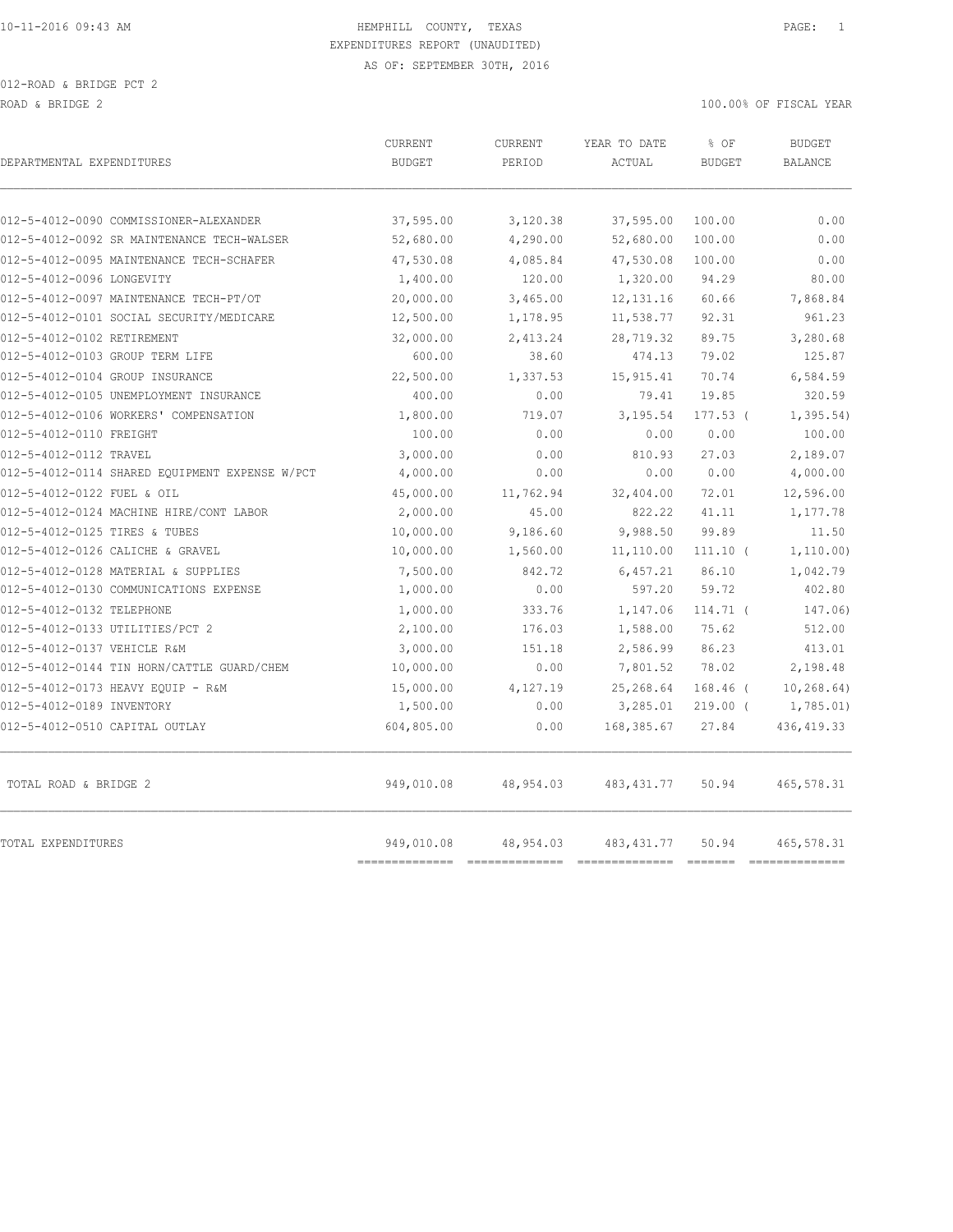HEMPHILL COUNTY, TEXAS

EXPENDITURES REPORT (UNAUDITED)

AS OF: SEPTEMBER 30TH, 2016

012-ROAD & BRIDGE PCT 2

ROAD & BRIDGE 2

100.00% OF FISCAL YEAR

| DEPARTMENTAL EXPENDITURES | CURRENT BUDGET | CURRENT PERIOD | YEAR TO DATE ACTUAL | % OF BUDGET | BUDGET BALANCE |
|---|---|---|---|---|---|
| 012-5-4012-0090 COMMISSIONER-ALEXANDER | 37,595.00 | 3,120.38 | 37,595.00 | 100.00 | 0.00 |
| 012-5-4012-0092 SR MAINTENANCE TECH-WALSER | 52,680.00 | 4,290.00 | 52,680.00 | 100.00 | 0.00 |
| 012-5-4012-0095 MAINTENANCE TECH-SCHAFER | 47,530.08 | 4,085.84 | 47,530.08 | 100.00 | 0.00 |
| 012-5-4012-0096 LONGEVITY | 1,400.00 | 120.00 | 1,320.00 | 94.29 | 80.00 |
| 012-5-4012-0097 MAINTENANCE TECH-PT/OT | 20,000.00 | 3,465.00 | 12,131.16 | 60.66 | 7,868.84 |
| 012-5-4012-0101 SOCIAL SECURITY/MEDICARE | 12,500.00 | 1,178.95 | 11,538.77 | 92.31 | 961.23 |
| 012-5-4012-0102 RETIREMENT | 32,000.00 | 2,413.24 | 28,719.32 | 89.75 | 3,280.68 |
| 012-5-4012-0103 GROUP TERM LIFE | 600.00 | 38.60 | 474.13 | 79.02 | 125.87 |
| 012-5-4012-0104 GROUP INSURANCE | 22,500.00 | 1,337.53 | 15,915.41 | 70.74 | 6,584.59 |
| 012-5-4012-0105 UNEMPLOYMENT INSURANCE | 400.00 | 0.00 | 79.41 | 19.85 | 320.59 |
| 012-5-4012-0106 WORKERS' COMPENSATION | 1,800.00 | 719.07 | 3,195.54 | 177.53 ( | 1,395.54) |
| 012-5-4012-0110 FREIGHT | 100.00 | 0.00 | 0.00 | 0.00 | 100.00 |
| 012-5-4012-0112 TRAVEL | 3,000.00 | 0.00 | 810.93 | 27.03 | 2,189.07 |
| 012-5-4012-0114 SHARED EQUIPMENT EXPENSE W/PCT | 4,000.00 | 0.00 | 0.00 | 0.00 | 4,000.00 |
| 012-5-4012-0122 FUEL & OIL | 45,000.00 | 11,762.94 | 32,404.00 | 72.01 | 12,596.00 |
| 012-5-4012-0124 MACHINE HIRE/CONT LABOR | 2,000.00 | 45.00 | 822.22 | 41.11 | 1,177.78 |
| 012-5-4012-0125 TIRES & TUBES | 10,000.00 | 9,186.60 | 9,988.50 | 99.89 | 11.50 |
| 012-5-4012-0126 CALICHE & GRAVEL | 10,000.00 | 1,560.00 | 11,110.00 | 111.10 ( | 1,110.00) |
| 012-5-4012-0128 MATERIAL & SUPPLIES | 7,500.00 | 842.72 | 6,457.21 | 86.10 | 1,042.79 |
| 012-5-4012-0130 COMMUNICATIONS EXPENSE | 1,000.00 | 0.00 | 597.20 | 59.72 | 402.80 |
| 012-5-4012-0132 TELEPHONE | 1,000.00 | 333.76 | 1,147.06 | 114.71 ( | 147.06) |
| 012-5-4012-0133 UTILITIES/PCT 2 | 2,100.00 | 176.03 | 1,588.00 | 75.62 | 512.00 |
| 012-5-4012-0137 VEHICLE R&M | 3,000.00 | 151.18 | 2,586.99 | 86.23 | 413.01 |
| 012-5-4012-0144 TIN HORN/CATTLE GUARD/CHEM | 10,000.00 | 0.00 | 7,801.52 | 78.02 | 2,198.48 |
| 012-5-4012-0173 HEAVY EQUIP - R&M | 15,000.00 | 4,127.19 | 25,268.64 | 168.46 ( | 10,268.64) |
| 012-5-4012-0189 INVENTORY | 1,500.00 | 0.00 | 3,285.01 | 219.00 ( | 1,785.01) |
| 012-5-4012-0510 CAPITAL OUTLAY | 604,805.00 | 0.00 | 168,385.67 | 27.84 | 436,419.33 |
| TOTAL ROAD & BRIDGE 2 | 949,010.08 | 48,954.03 | 483,431.77 | 50.94 | 465,578.31 |
| TOTAL EXPENDITURES | 949,010.08 | 48,954.03 | 483,431.77 | 50.94 | 465,578.31 |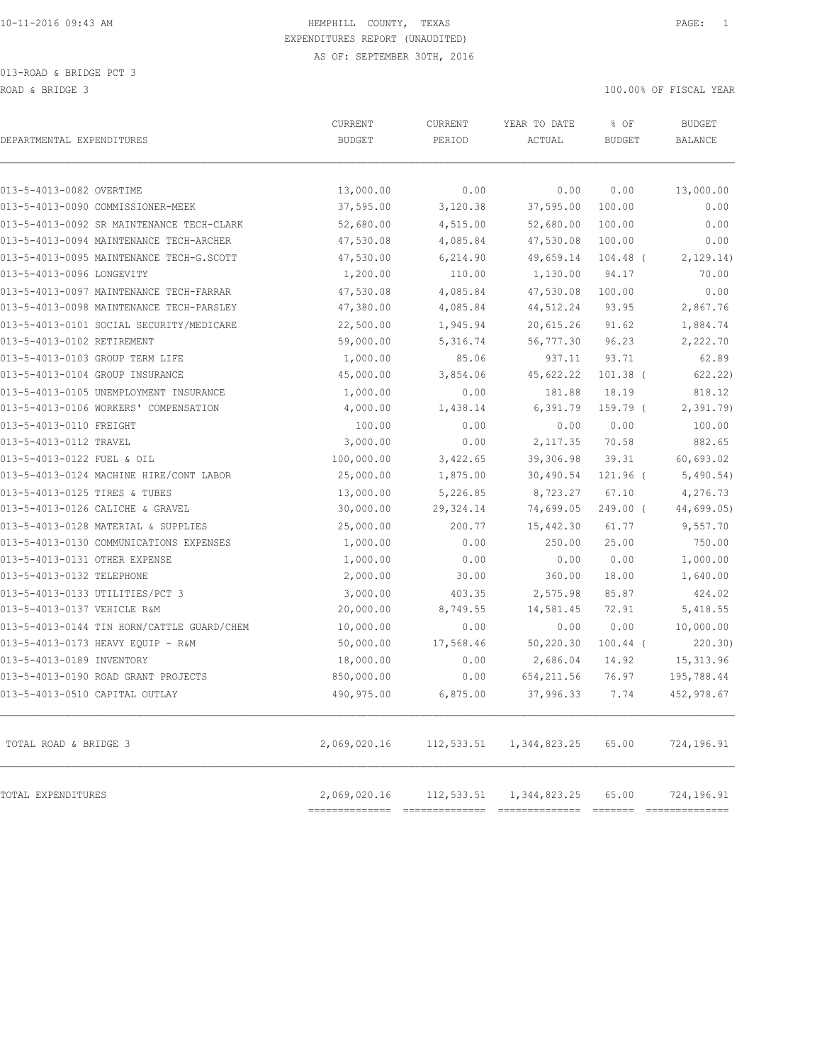10-11-2016 09:43 AM HEMPHILL COUNTY, TEXAS PAGE: 1

EXPENDITURES REPORT (UNAUDITED)

AS OF: SEPTEMBER 30TH, 2016

013-ROAD & BRIDGE PCT 3

ROAD & BRIDGE 3 100.00% OF FISCAL YEAR

| DEPARTMENTAL EXPENDITURES | CURRENT BUDGET | CURRENT PERIOD | YEAR TO DATE ACTUAL | % OF BUDGET | BUDGET BALANCE |
|---|---|---|---|---|---|
| 013-5-4013-0082 OVERTIME | 13,000.00 | 0.00 | 0.00 | 0.00 | 13,000.00 |
| 013-5-4013-0090 COMMISSIONER-MEEK | 37,595.00 | 3,120.38 | 37,595.00 | 100.00 | 0.00 |
| 013-5-4013-0092 SR MAINTENANCE TECH-CLARK | 52,680.00 | 4,515.00 | 52,680.00 | 100.00 | 0.00 |
| 013-5-4013-0094 MAINTENANCE TECH-ARCHER | 47,530.08 | 4,085.84 | 47,530.08 | 100.00 | 0.00 |
| 013-5-4013-0095 MAINTENANCE TECH-G.SCOTT | 47,530.00 | 6,214.90 | 49,659.14 | 104.48 ( | 2,129.14) |
| 013-5-4013-0096 LONGEVITY | 1,200.00 | 110.00 | 1,130.00 | 94.17 | 70.00 |
| 013-5-4013-0097 MAINTENANCE TECH-FARRAR | 47,530.08 | 4,085.84 | 47,530.08 | 100.00 | 0.00 |
| 013-5-4013-0098 MAINTENANCE TECH-PARSLEY | 47,380.00 | 4,085.84 | 44,512.24 | 93.95 | 2,867.76 |
| 013-5-4013-0101 SOCIAL SECURITY/MEDICARE | 22,500.00 | 1,945.94 | 20,615.26 | 91.62 | 1,884.74 |
| 013-5-4013-0102 RETIREMENT | 59,000.00 | 5,316.74 | 56,777.30 | 96.23 | 2,222.70 |
| 013-5-4013-0103 GROUP TERM LIFE | 1,000.00 | 85.06 | 937.11 | 93.71 | 62.89 |
| 013-5-4013-0104 GROUP INSURANCE | 45,000.00 | 3,854.06 | 45,622.22 | 101.38 ( | 622.22) |
| 013-5-4013-0105 UNEMPLOYMENT INSURANCE | 1,000.00 | 0.00 | 181.88 | 18.19 | 818.12 |
| 013-5-4013-0106 WORKERS' COMPENSATION | 4,000.00 | 1,438.14 | 6,391.79 | 159.79 ( | 2,391.79) |
| 013-5-4013-0110 FREIGHT | 100.00 | 0.00 | 0.00 | 0.00 | 100.00 |
| 013-5-4013-0112 TRAVEL | 3,000.00 | 0.00 | 2,117.35 | 70.58 | 882.65 |
| 013-5-4013-0122 FUEL & OIL | 100,000.00 | 3,422.65 | 39,306.98 | 39.31 | 60,693.02 |
| 013-5-4013-0124 MACHINE HIRE/CONT LABOR | 25,000.00 | 1,875.00 | 30,490.54 | 121.96 ( | 5,490.54) |
| 013-5-4013-0125 TIRES & TUBES | 13,000.00 | 5,226.85 | 8,723.27 | 67.10 | 4,276.73 |
| 013-5-4013-0126 CALICHE & GRAVEL | 30,000.00 | 29,324.14 | 74,699.05 | 249.00 ( | 44,699.05) |
| 013-5-4013-0128 MATERIAL & SUPPLIES | 25,000.00 | 200.77 | 15,442.30 | 61.77 | 9,557.70 |
| 013-5-4013-0130 COMMUNICATIONS EXPENSES | 1,000.00 | 0.00 | 250.00 | 25.00 | 750.00 |
| 013-5-4013-0131 OTHER EXPENSE | 1,000.00 | 0.00 | 0.00 | 0.00 | 1,000.00 |
| 013-5-4013-0132 TELEPHONE | 2,000.00 | 30.00 | 360.00 | 18.00 | 1,640.00 |
| 013-5-4013-0133 UTILITIES/PCT 3 | 3,000.00 | 403.35 | 2,575.98 | 85.87 | 424.02 |
| 013-5-4013-0137 VEHICLE R&M | 20,000.00 | 8,749.55 | 14,581.45 | 72.91 | 5,418.55 |
| 013-5-4013-0144 TIN HORN/CATTLE GUARD/CHEM | 10,000.00 | 0.00 | 0.00 | 0.00 | 10,000.00 |
| 013-5-4013-0173 HEAVY EQUIP - R&M | 50,000.00 | 17,568.46 | 50,220.30 | 100.44 ( | 220.30) |
| 013-5-4013-0189 INVENTORY | 18,000.00 | 0.00 | 2,686.04 | 14.92 | 15,313.96 |
| 013-5-4013-0190 ROAD GRANT PROJECTS | 850,000.00 | 0.00 | 654,211.56 | 76.97 | 195,788.44 |
| 013-5-4013-0510 CAPITAL OUTLAY | 490,975.00 | 6,875.00 | 37,996.33 | 7.74 | 452,978.67 |
| TOTAL ROAD & BRIDGE 3 | 2,069,020.16 | 112,533.51 | 1,344,823.25 | 65.00 | 724,196.91 |
| TOTAL EXPENDITURES | 2,069,020.16 | 112,533.51 | 1,344,823.25 | 65.00 | 724,196.91 |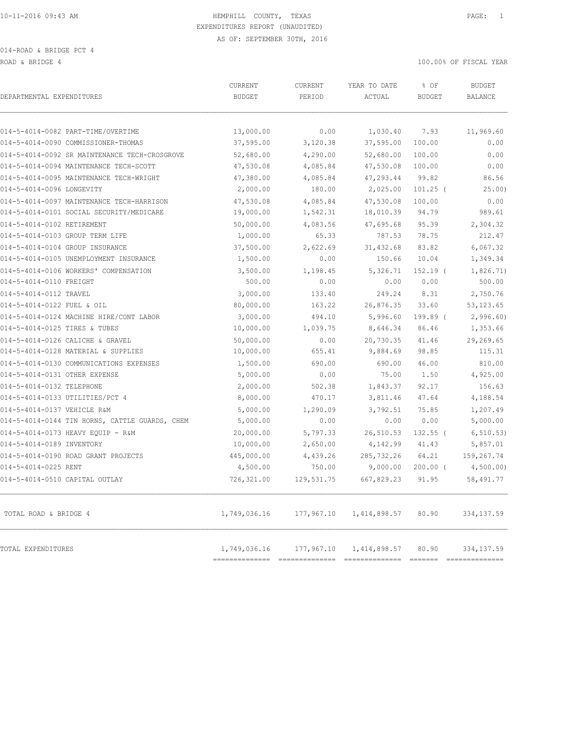10-11-2016 09:43 AM

# HEMPHILL COUNTY, TEXAS

EXPENDITURES REPORT (UNAUDITED)

AS OF: SEPTEMBER 30TH, 2016

014-ROAD & BRIDGE PCT 4

ROAD & BRIDGE 4 — 100.00% OF FISCAL YEAR

| DEPARTMENTAL EXPENDITURES | CURRENT BUDGET | CURRENT PERIOD | YEAR TO DATE ACTUAL | % OF BUDGET | BUDGET BALANCE |
|---|---|---|---|---|---|
| 014-5-4014-0082 PART-TIME/OVERTIME | 13,000.00 | 0.00 | 1,030.40 | 7.93 | 11,969.60 |
| 014-5-4014-0090 COMMISSIONER-THOMAS | 37,595.00 | 3,120.38 | 37,595.00 | 100.00 | 0.00 |
| 014-5-4014-0092 SR MAINTENANCE TECH-CROSGROVE | 52,680.00 | 4,290.00 | 52,680.00 | 100.00 | 0.00 |
| 014-5-4014-0094 MAINTENANCE TECH-SCOTT | 47,530.08 | 4,085.84 | 47,530.08 | 100.00 | 0.00 |
| 014-5-4014-0095 MAINTENANCE TECH-WRIGHT | 47,380.00 | 4,085.84 | 47,293.44 | 99.82 | 86.56 |
| 014-5-4014-0096 LONGEVITY | 2,000.00 | 180.00 | 2,025.00 | 101.25 ( | 25.00) |
| 014-5-4014-0097 MAINTENANCE TECH-HARRISON | 47,530.08 | 4,085.84 | 47,530.08 | 100.00 | 0.00 |
| 014-5-4014-0101 SOCIAL SECURITY/MEDICARE | 19,000.00 | 1,542.31 | 18,010.39 | 94.79 | 989.61 |
| 014-5-4014-0102 RETIREMENT | 50,000.00 | 4,083.56 | 47,695.68 | 95.39 | 2,304.32 |
| 014-5-4014-0103 GROUP TERM LIFE | 1,000.00 | 65.33 | 787.53 | 78.75 | 212.47 |
| 014-5-4014-0104 GROUP INSURANCE | 37,500.00 | 2,622.69 | 31,432.68 | 83.82 | 6,067.32 |
| 014-5-4014-0105 UNEMPLOYMENT INSURANCE | 1,500.00 | 0.00 | 150.66 | 10.04 | 1,349.34 |
| 014-5-4014-0106 WORKERS' COMPENSATION | 3,500.00 | 1,198.45 | 5,326.71 | 152.19 ( | 1,826.71) |
| 014-5-4014-0110 FREIGHT | 500.00 | 0.00 | 0.00 | 0.00 | 500.00 |
| 014-5-4014-0112 TRAVEL | 3,000.00 | 133.40 | 249.24 | 8.31 | 2,750.76 |
| 014-5-4014-0122 FUEL & OIL | 80,000.00 | 163.22 | 26,876.35 | 33.60 | 53,123.65 |
| 014-5-4014-0124 MACHINE HIRE/CONT LABOR | 3,000.00 | 494.10 | 5,996.60 | 199.89 ( | 2,996.60) |
| 014-5-4014-0125 TIRES & TUBES | 10,000.00 | 1,039.75 | 8,646.34 | 86.46 | 1,353.66 |
| 014-5-4014-0126 CALICHE & GRAVEL | 50,000.00 | 0.00 | 20,730.35 | 41.46 | 29,269.65 |
| 014-5-4014-0128 MATERIAL & SUPPLIES | 10,000.00 | 655.41 | 9,884.69 | 98.85 | 115.31 |
| 014-5-4014-0130 COMMUNICATIONS EXPENSES | 1,500.00 | 690.00 | 690.00 | 46.00 | 810.00 |
| 014-5-4014-0131 OTHER EXPENSE | 5,000.00 | 0.00 | 75.00 | 1.50 | 4,925.00 |
| 014-5-4014-0132 TELEPHONE | 2,000.00 | 502.38 | 1,843.37 | 92.17 | 156.63 |
| 014-5-4014-0133 UTILITIES/PCT 4 | 8,000.00 | 470.17 | 3,811.46 | 47.64 | 4,188.54 |
| 014-5-4014-0137 VEHICLE R&M | 5,000.00 | 1,290.09 | 3,792.51 | 75.85 | 1,207.49 |
| 014-5-4014-0144 TIN HORNS, CATTLE GUARDS, CHEM | 5,000.00 | 0.00 | 0.00 | 0.00 | 5,000.00 |
| 014-5-4014-0173 HEAVY EQUIP - R&M | 20,000.00 | 5,797.33 | 26,510.53 | 132.55 ( | 6,510.53) |
| 014-5-4014-0189 INVENTORY | 10,000.00 | 2,650.00 | 4,142.99 | 41.43 | 5,857.01 |
| 014-5-4014-0190 ROAD GRANT PROJECTS | 445,000.00 | 4,439.26 | 285,732.26 | 64.21 | 159,267.74 |
| 014-5-4014-0225 RENT | 4,500.00 | 750.00 | 9,000.00 | 200.00 ( | 4,500.00) |
| 014-5-4014-0510 CAPITAL OUTLAY | 726,321.00 | 129,531.75 | 667,829.23 | 91.95 | 58,491.77 |
| TOTAL ROAD & BRIDGE 4 | 1,749,036.16 | 177,967.10 | 1,414,898.57 | 80.90 | 334,137.59 |
| TOTAL EXPENDITURES | 1,749,036.16 | 177,967.10 | 1,414,898.57 | 80.90 | 334,137.59 |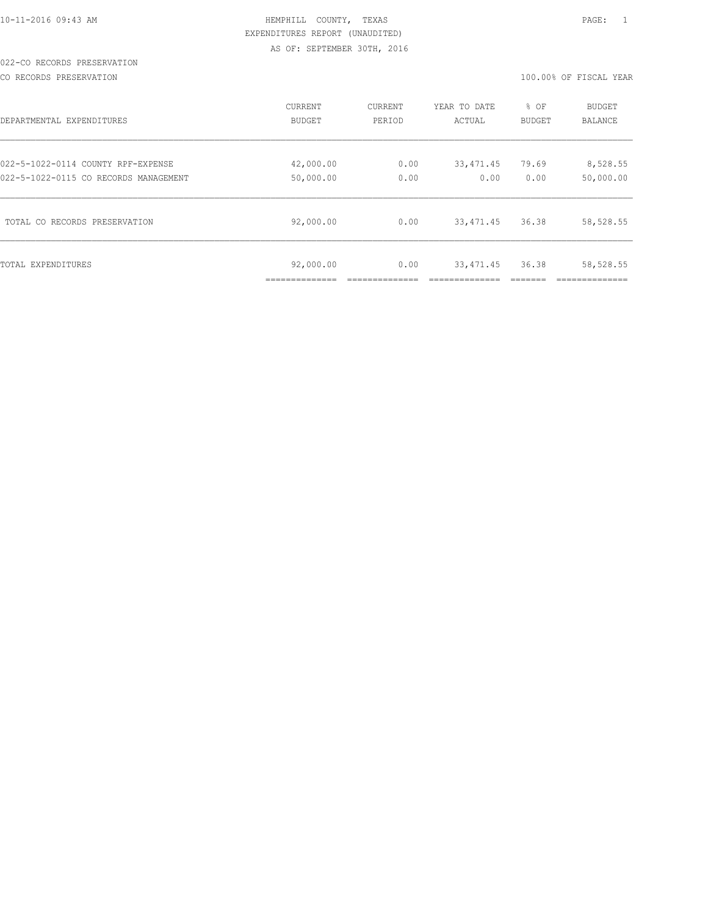HEMPHILL COUNTY, TEXAS
EXPENDITURES REPORT (UNAUDITED)
AS OF: SEPTEMBER 30TH, 2016

022-CO RECORDS PRESERVATION

CO RECORDS PRESERVATION

100.00% OF FISCAL YEAR

| DEPARTMENTAL EXPENDITURES | CURRENT BUDGET | CURRENT PERIOD | YEAR TO DATE ACTUAL | % OF BUDGET | BUDGET BALANCE |
|---|---|---|---|---|---|
| 022-5-1022-0114 COUNTY RPF-EXPENSE | 42,000.00 | 0.00 | 33,471.45 | 79.69 | 8,528.55 |
| 022-5-1022-0115 CO RECORDS MANAGEMENT | 50,000.00 | 0.00 | 0.00 | 0.00 | 50,000.00 |
| TOTAL CO RECORDS PRESERVATION | 92,000.00 | 0.00 | 33,471.45 | 36.38 | 58,528.55 |
| TOTAL EXPENDITURES | 92,000.00 | 0.00 | 33,471.45 | 36.38 | 58,528.55 |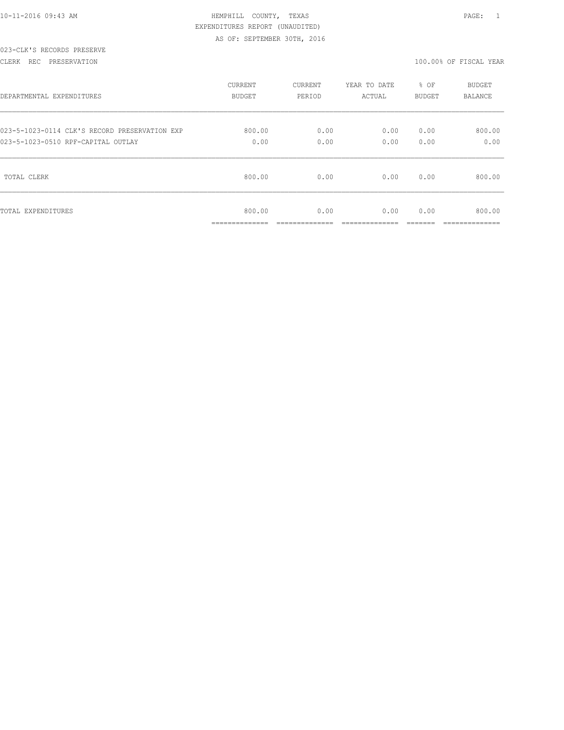HEMPHILL COUNTY, TEXAS

EXPENDITURES REPORT (UNAUDITED)

AS OF: SEPTEMBER 30TH, 2016

023-CLK'S RECORDS PRESERVE

CLERK REC PRESERVATION

100.00% OF FISCAL YEAR

| DEPARTMENTAL EXPENDITURES | CURRENT BUDGET | CURRENT PERIOD | YEAR TO DATE ACTUAL | % OF BUDGET | BUDGET BALANCE |
|---|---|---|---|---|---|
| 023-5-1023-0114 CLK'S RECORD PRESERVATION EXP | 800.00 | 0.00 | 0.00 | 0.00 | 800.00 |
| 023-5-1023-0510 RPF-CAPITAL OUTLAY | 0.00 | 0.00 | 0.00 | 0.00 | 0.00 |
| TOTAL CLERK | 800.00 | 0.00 | 0.00 | 0.00 | 800.00 |
| TOTAL EXPENDITURES | 800.00 | 0.00 | 0.00 | 0.00 | 800.00 |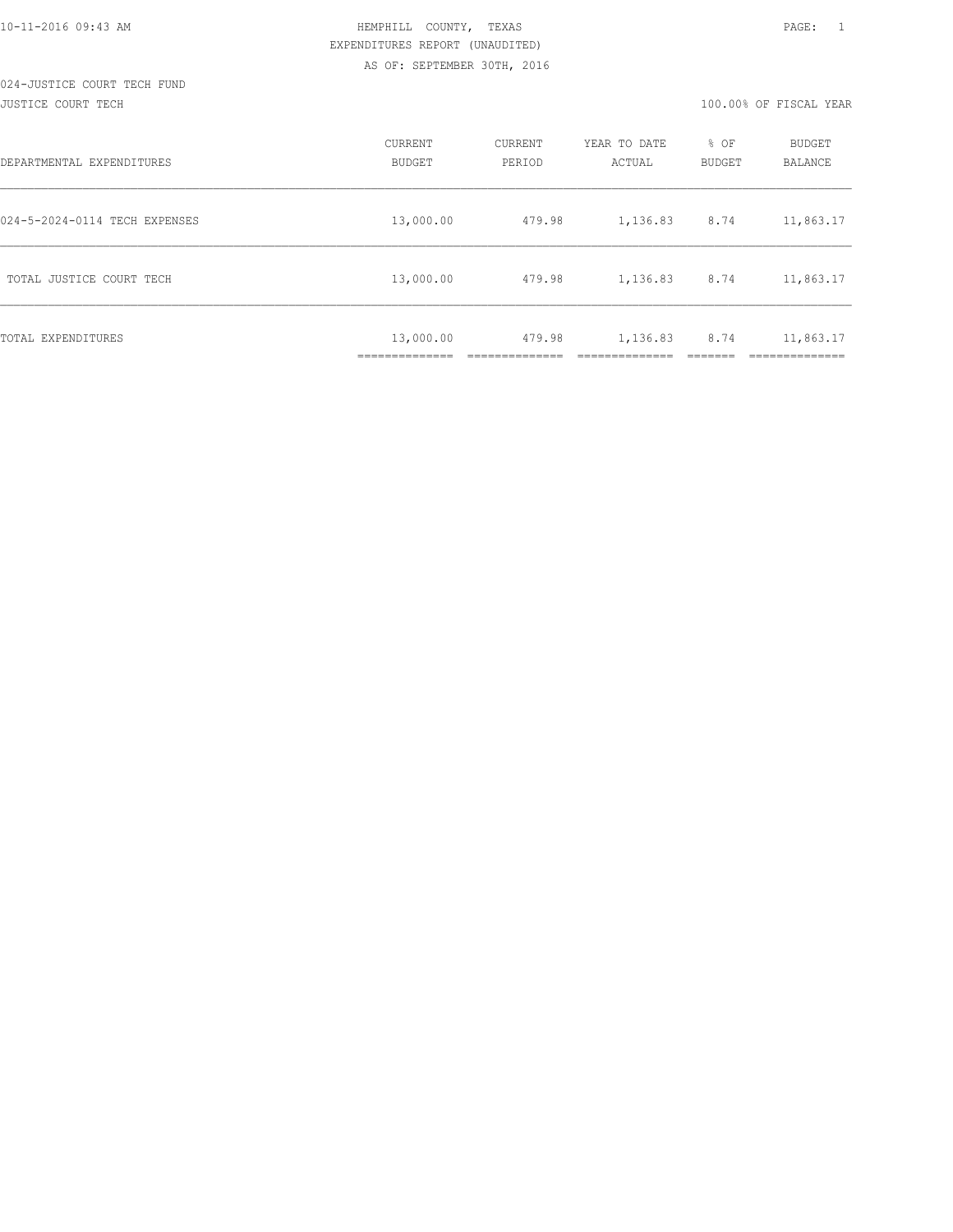HEMPHILL COUNTY, TEXAS

EXPENDITURES REPORT (UNAUDITED)

AS OF: SEPTEMBER 30TH, 2016

024-JUSTICE COURT TECH FUND

JUSTICE COURT TECH

100.00% OF FISCAL YEAR

| DEPARTMENTAL EXPENDITURES | CURRENT BUDGET | CURRENT PERIOD | YEAR TO DATE ACTUAL | % OF BUDGET | BUDGET BALANCE |
|---|---|---|---|---|---|
| 024-5-2024-0114 TECH EXPENSES | 13,000.00 | 479.98 | 1,136.83 | 8.74 | 11,863.17 |
| TOTAL JUSTICE COURT TECH | 13,000.00 | 479.98 | 1,136.83 | 8.74 | 11,863.17 |
| TOTAL EXPENDITURES | 13,000.00 | 479.98 | 1,136.83 | 8.74 | 11,863.17 |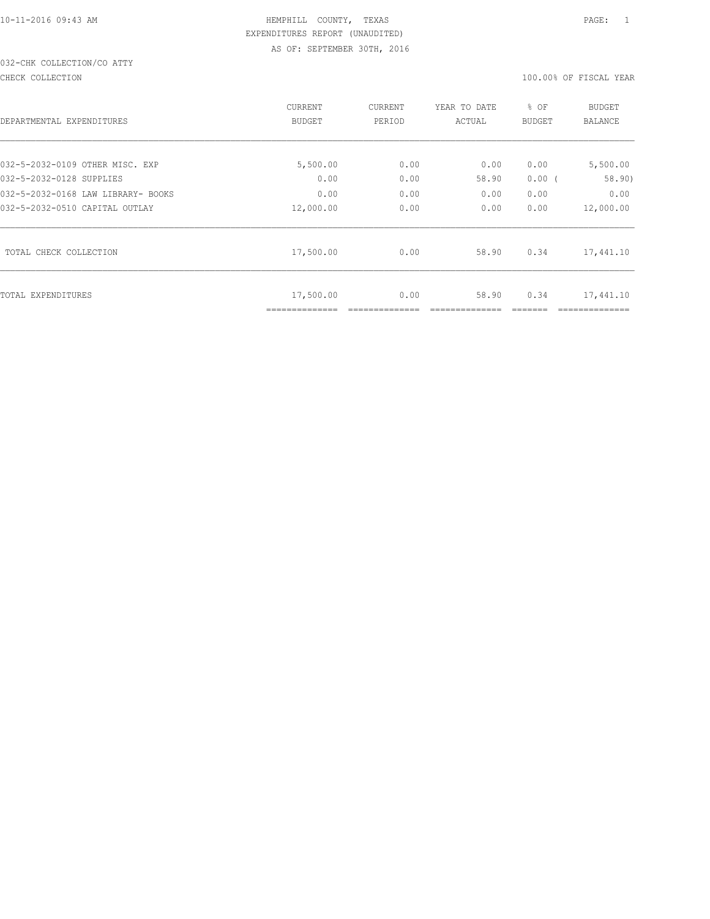10-11-2016 09:43 AM HEMPHILL COUNTY, TEXAS PAGE: 1

EXPENDITURES REPORT (UNAUDITED)

AS OF: SEPTEMBER 30TH, 2016

032-CHK COLLECTION/CO ATTY

CHECK COLLECTION 100.00% OF FISCAL YEAR

| DEPARTMENTAL EXPENDITURES | CURRENT BUDGET | CURRENT PERIOD | YEAR TO DATE ACTUAL | % OF BUDGET | BUDGET BALANCE |
|---|---|---|---|---|---|
| 032-5-2032-0109 OTHER MISC. EXP | 5,500.00 | 0.00 | 0.00 | 0.00 | 5,500.00 |
| 032-5-2032-0128 SUPPLIES | 0.00 | 0.00 | 58.90 | 0.00 ( | 58.90) |
| 032-5-2032-0168 LAW LIBRARY- BOOKS | 0.00 | 0.00 | 0.00 | 0.00 | 0.00 |
| 032-5-2032-0510 CAPITAL OUTLAY | 12,000.00 | 0.00 | 0.00 | 0.00 | 12,000.00 |
| TOTAL CHECK COLLECTION | 17,500.00 | 0.00 | 58.90 | 0.34 | 17,441.10 |
| TOTAL EXPENDITURES | 17,500.00 | 0.00 | 58.90 | 0.34 | 17,441.10 |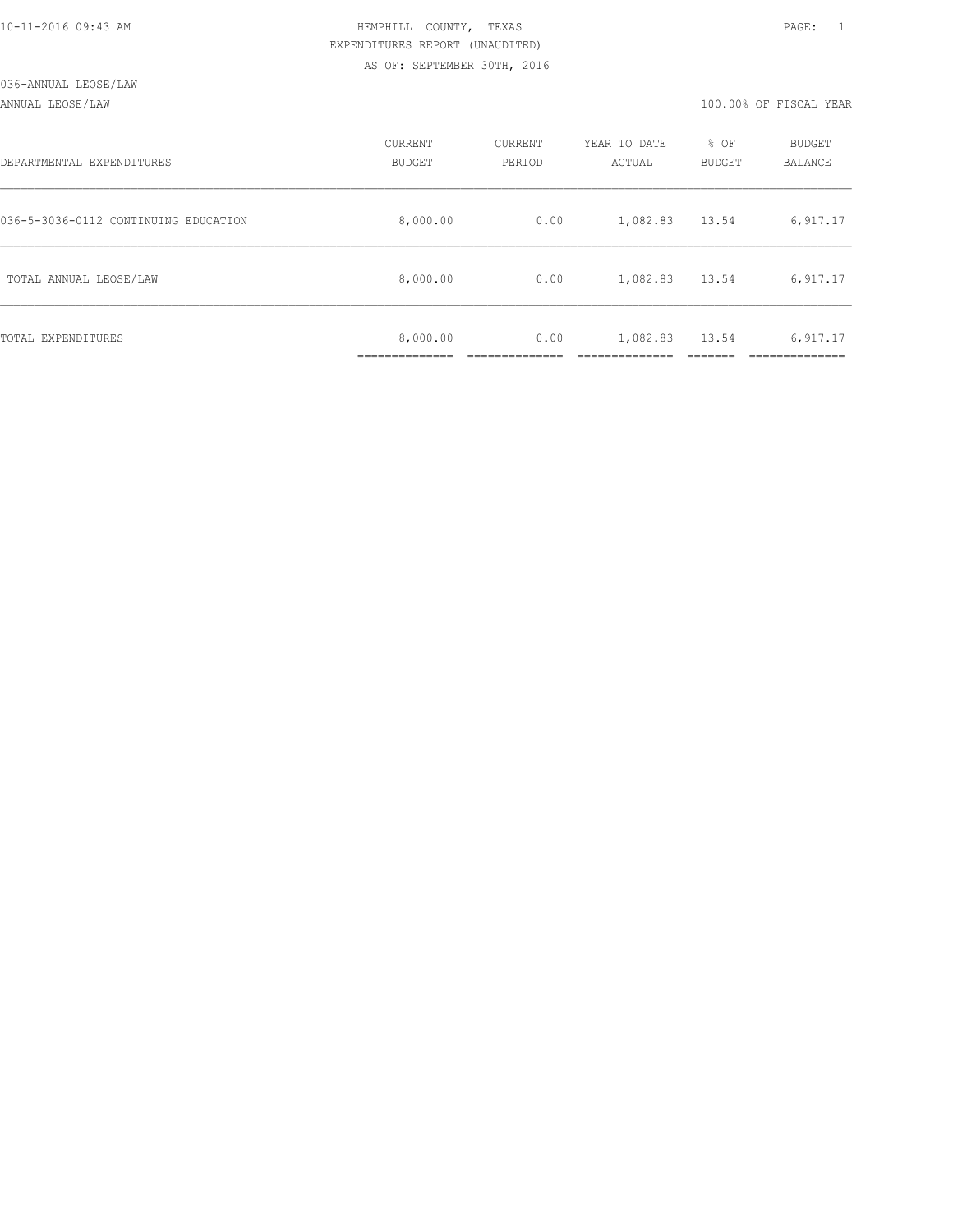10-11-2016 09:43 AM

HEMPHILL COUNTY, TEXAS

EXPENDITURES REPORT (UNAUDITED)

AS OF: SEPTEMBER 30TH, 2016

036-ANNUAL LEOSE/LAW

ANNUAL LEOSE/LAW — 100.00% OF FISCAL YEAR

| DEPARTMENTAL EXPENDITURES | CURRENT BUDGET | CURRENT PERIOD | YEAR TO DATE ACTUAL | % OF BUDGET | BUDGET BALANCE |
|---|---|---|---|---|---|
| 036-5-3036-0112 CONTINUING EDUCATION | 8,000.00 | 0.00 | 1,082.83 | 13.54 | 6,917.17 |
| TOTAL ANNUAL LEOSE/LAW | 8,000.00 | 0.00 | 1,082.83 | 13.54 | 6,917.17 |
| TOTAL EXPENDITURES | 8,000.00 | 0.00 | 1,082.83 | 13.54 | 6,917.17 |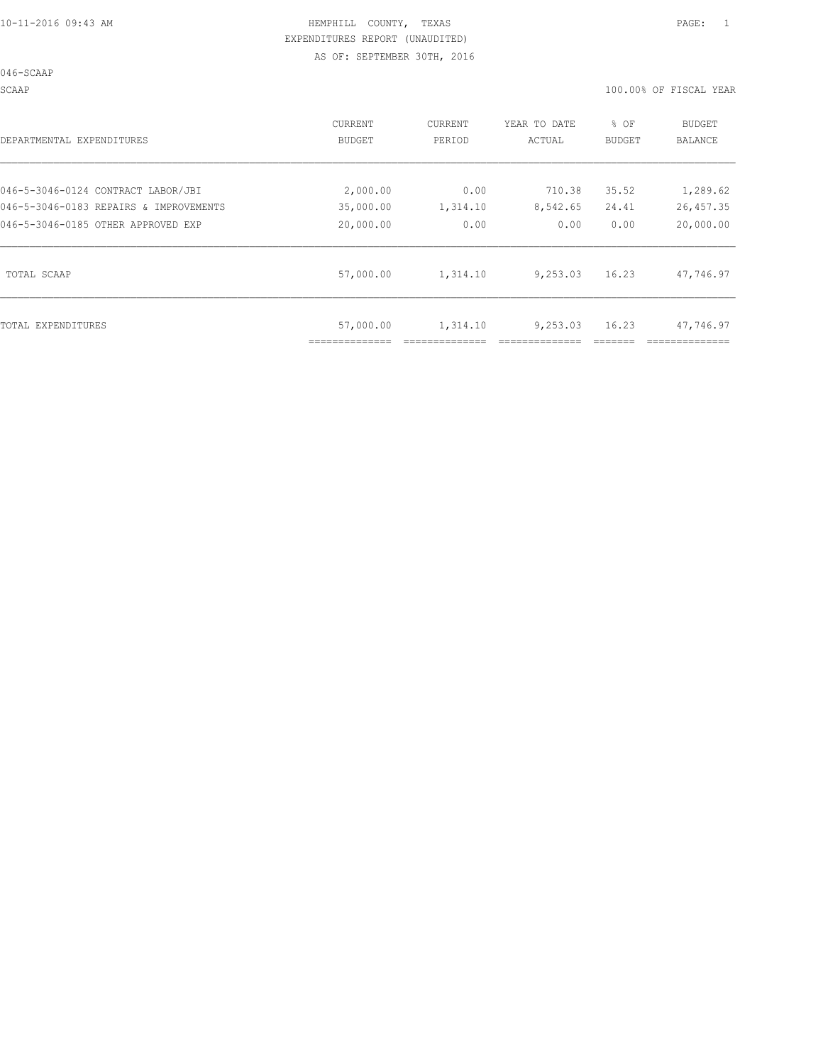HEMPHILL COUNTY, TEXAS
EXPENDITURES REPORT (UNAUDITED)
AS OF: SEPTEMBER 30TH, 2016

046-SCAAP

SCAAP — 100.00% OF FISCAL YEAR

| DEPARTMENTAL EXPENDITURES | CURRENT BUDGET | CURRENT PERIOD | YEAR TO DATE ACTUAL | % OF BUDGET | BUDGET BALANCE |
|---|---|---|---|---|---|
| 046-5-3046-0124 CONTRACT LABOR/JBI | 2,000.00 | 0.00 | 710.38 | 35.52 | 1,289.62 |
| 046-5-3046-0183 REPAIRS & IMPROVEMENTS | 35,000.00 | 1,314.10 | 8,542.65 | 24.41 | 26,457.35 |
| 046-5-3046-0185 OTHER APPROVED EXP | 20,000.00 | 0.00 | 0.00 | 0.00 | 20,000.00 |
| TOTAL SCAAP | 57,000.00 | 1,314.10 | 9,253.03 | 16.23 | 47,746.97 |
| TOTAL EXPENDITURES | 57,000.00 | 1,314.10 | 9,253.03 | 16.23 | 47,746.97 |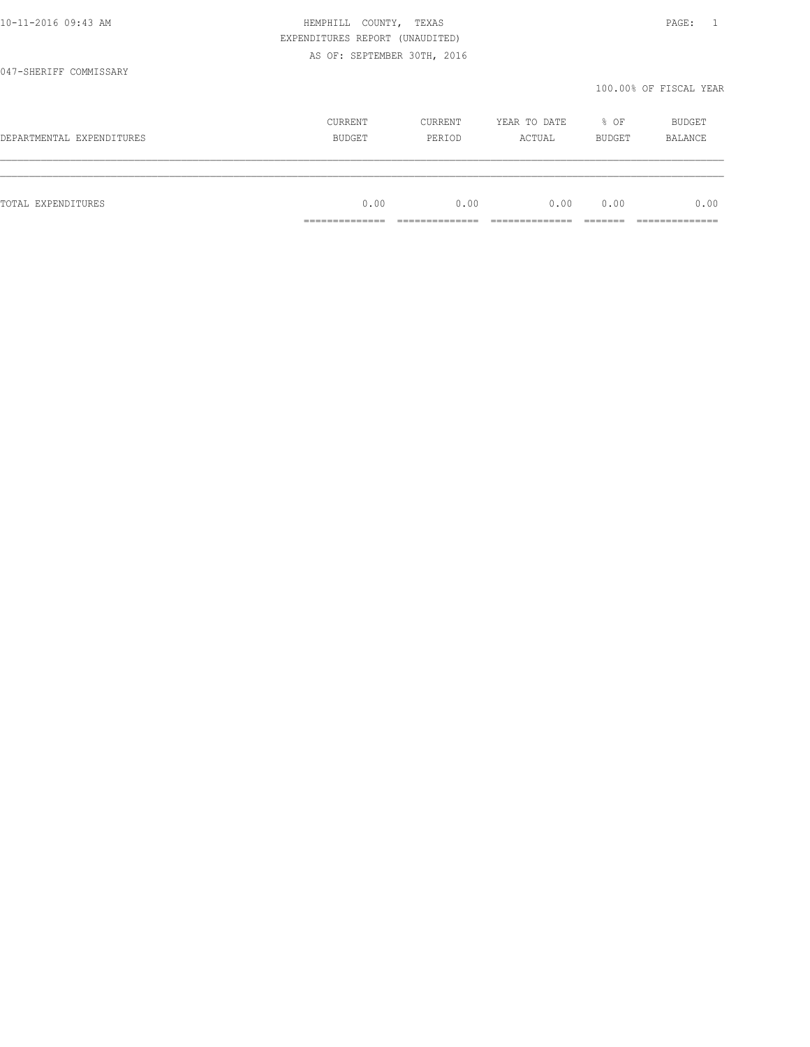10-11-2016 09:43 AM

HEMPHILL COUNTY, TEXAS

EXPENDITURES REPORT (UNAUDITED)

AS OF: SEPTEMBER 30TH, 2016

047-SHERIFF COMMISSARY

100.00% OF FISCAL YEAR

| DEPARTMENTAL EXPENDITURES | CURRENT BUDGET | CURRENT PERIOD | YEAR TO DATE ACTUAL | % OF BUDGET | BUDGET BALANCE |
|---|---|---|---|---|---|
| TOTAL EXPENDITURES | 0.00 | 0.00 | 0.00 | 0.00 | 0.00 |